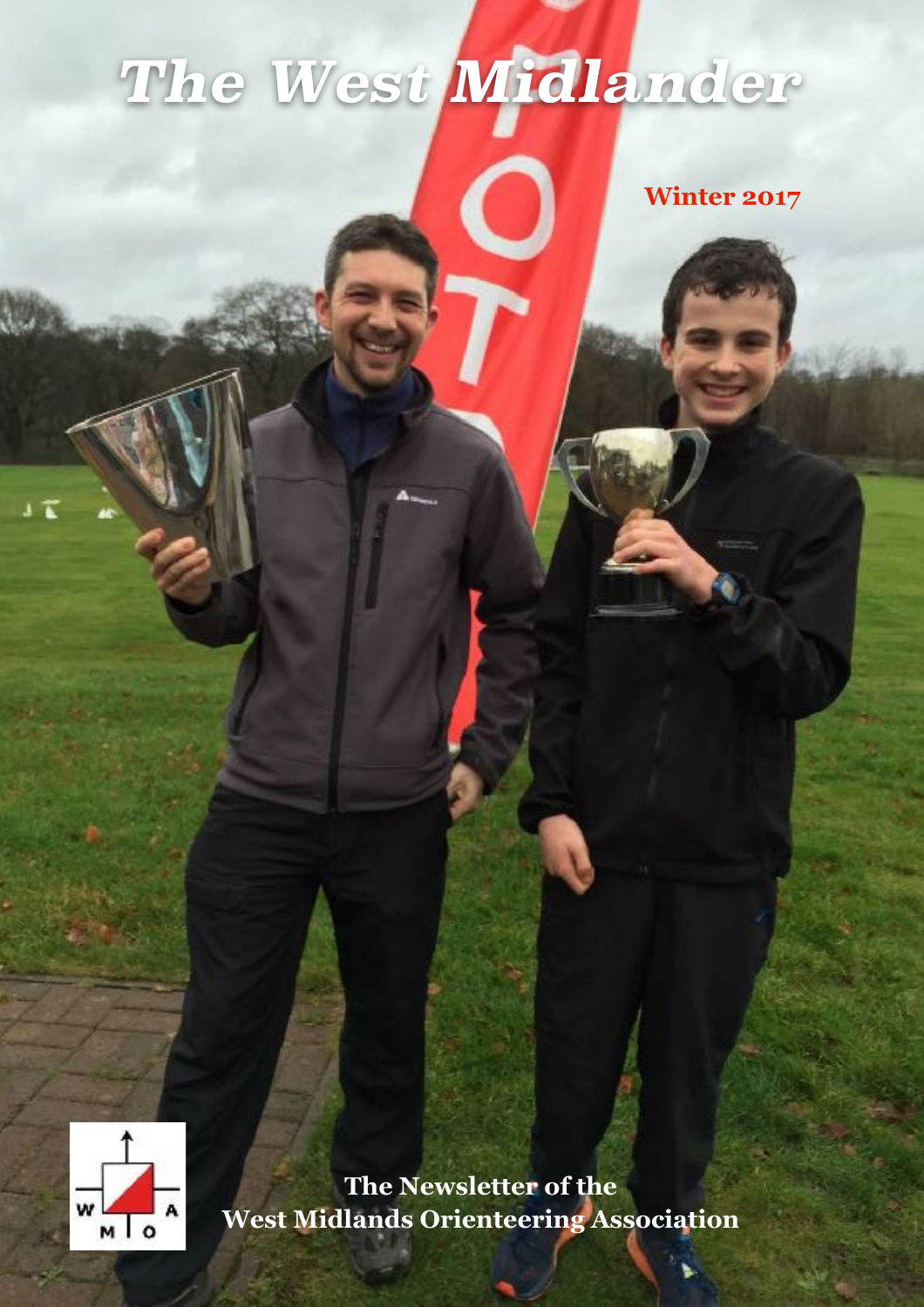# The West Midlander

Winter 2017

The Newsletter of the
West Midlands Orienteering Association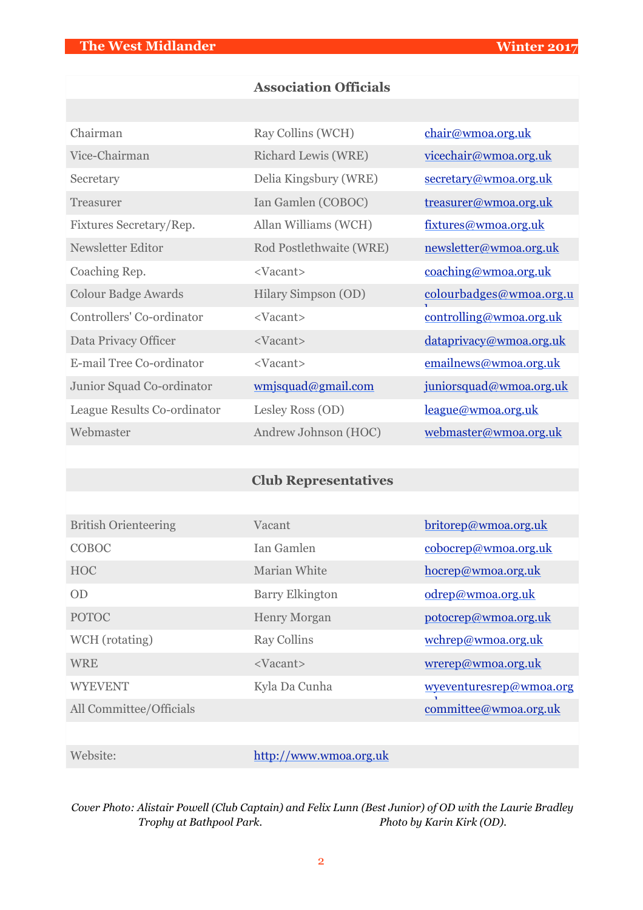## Association Officials

| | | |
|---|---|---|
| Chairman | Ray Collins (WCH) | chair@wmoa.org.uk |
| Vice-Chairman | Richard Lewis (WRE) | vicechair@wmoa.org.uk |
| Secretary | Delia Kingsbury (WRE) | secretary@wmoa.org.uk |
| Treasurer | Ian Gamlen (COBOC) | treasurer@wmoa.org.uk |
| Fixtures Secretary/Rep. | Allan Williams (WCH) | fixtures@wmoa.org.uk |
| Newsletter Editor | Rod Postlethwaite (WRE) | newsletter@wmoa.org.uk |
| Coaching Rep. | <Vacant> | coaching@wmoa.org.uk |
| Colour Badge Awards | Hilary Simpson (OD) | colourbadges@wmoa.org.uk |
| Controllers' Co-ordinator | <Vacant> | controlling@wmoa.org.uk |
| Data Privacy Officer | <Vacant> | dataprivacy@wmoa.org.uk |
| E-mail Tree Co-ordinator | <Vacant> | emailnews@wmoa.org.uk |
| Junior Squad Co-ordinator | wmjsquad@gmail.com | juniorsquad@wmoa.org.uk |
| League Results Co-ordinator | Lesley Ross (OD) | league@wmoa.org.uk |
| Webmaster | Andrew Johnson (HOC) | webmaster@wmoa.org.uk |

## Club Representatives

| | | |
|---|---|---|
| British Orienteering | Vacant | britorep@wmoa.org.uk |
| COBOC | Ian Gamlen | cobocrep@wmoa.org.uk |
| HOC | Marian White | hocrep@wmoa.org.uk |
| OD | Barry Elkington | odrep@wmoa.org.uk |
| POTOC | Henry Morgan | potocrep@wmoa.org.uk |
| WCH (rotating) | Ray Collins | wchrep@wmoa.org.uk |
| WRE | <Vacant> | wrerep@wmoa.org.uk |
| WYEVENT | Kyla Da Cunha | wyeventuresrep@wmoa.org.uk |
| All Committee/Officials | | committee@wmoa.org.uk |
| | | |
| Website: | http://www.wmoa.org.uk | |

*Cover Photo: Alistair Powell (Club Captain) and Felix Lunn (Best Junior) of OD with the Laurie Bradley Trophy at Bathpool Park. Photo by Karin Kirk (OD).*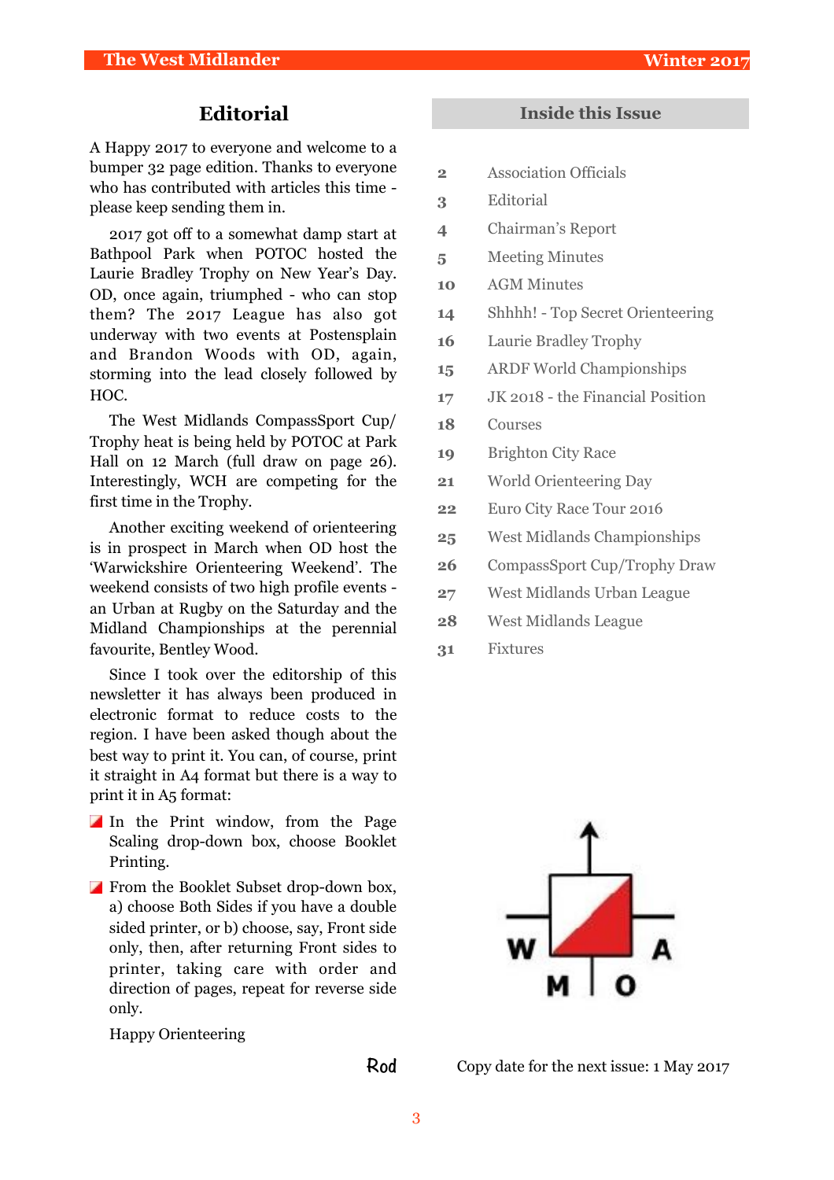## Editorial

A Happy 2017 to everyone and welcome to a bumper 32 page edition. Thanks to everyone who has contributed with articles this time - please keep sending them in.

2017 got off to a somewhat damp start at Bathpool Park when POTOC hosted the Laurie Bradley Trophy on New Year's Day. OD, once again, triumphed - who can stop them? The 2017 League has also got underway with two events at Postensplain and Brandon Woods with OD, again, storming into the lead closely followed by HOC.

The West Midlands CompassSport Cup/ Trophy heat is being held by POTOC at Park Hall on 12 March (full draw on page 26). Interestingly, WCH are competing for the first time in the Trophy.

Another exciting weekend of orienteering is in prospect in March when OD host the 'Warwickshire Orienteering Weekend'. The weekend consists of two high profile events - an Urban at Rugby on the Saturday and the Midland Championships at the perennial favourite, Bentley Wood.

Since I took over the editorship of this newsletter it has always been produced in electronic format to reduce costs to the region. I have been asked though about the best way to print it. You can, of course, print it straight in A4 format but there is a way to print it in A5 format:

- In the Print window, from the Page Scaling drop-down box, choose Booklet Printing.
- From the Booklet Subset drop-down box, a) choose Both Sides if you have a double sided printer, or b) choose, say, Front side only, then, after returning Front sides to printer, taking care with order and direction of pages, repeat for reverse side only.

Happy Orienteering

Rod

## Inside this Issue

| | |
|---|---|
| 2 | Association Officials |
| 3 | Editorial |
| 4 | Chairman's Report |
| 5 | Meeting Minutes |
| 10 | AGM Minutes |
| 14 | Shhhh! - Top Secret Orienteering |
| 16 | Laurie Bradley Trophy |
| 15 | ARDF World Championships |
| 17 | JK 2018 - the Financial Position |
| 18 | Courses |
| 19 | Brighton City Race |
| 21 | World Orienteering Day |
| 22 | Euro City Race Tour 2016 |
| 25 | West Midlands Championships |
| 26 | CompassSport Cup/Trophy Draw |
| 27 | West Midlands Urban League |
| 28 | West Midlands League |
| 31 | Fixtures |

W A M O

Copy date for the next issue: 1 May 2017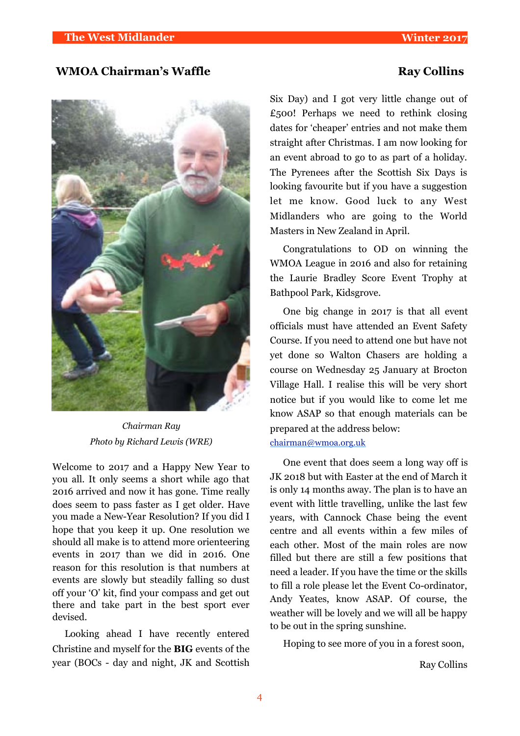## WMOA Chairman's Waffle

**Ray Collins**

*Chairman Ray*

*Photo by Richard Lewis (WRE)*

Welcome to 2017 and a Happy New Year to you all. It only seems a short while ago that 2016 arrived and now it has gone. Time really does seem to pass faster as I get older. Have you made a New-Year Resolution? If you did I hope that you keep it up. One resolution we should all make is to attend more orienteering events in 2017 than we did in 2016. One reason for this resolution is that numbers at events are slowly but steadily falling so dust off your 'O' kit, find your compass and get out there and take part in the best sport ever devised.

Looking ahead I have recently entered Christine and myself for the **BIG** events of the year (BOCs - day and night, JK and Scottish Six Day) and I got very little change out of £500! Perhaps we need to rethink closing dates for 'cheaper' entries and not make them straight after Christmas. I am now looking for an event abroad to go to as part of a holiday. The Pyrenees after the Scottish Six Days is looking favourite but if you have a suggestion let me know. Good luck to any West Midlanders who are going to the World Masters in New Zealand in April.

Congratulations to OD on winning the WMOA League in 2016 and also for retaining the Laurie Bradley Score Event Trophy at Bathpool Park, Kidsgrove.

One big change in 2017 is that all event officials must have attended an Event Safety Course. If you need to attend one but have not yet done so Walton Chasers are holding a course on Wednesday 25 January at Brocton Village Hall. I realise this will be very short notice but if you would like to come let me know ASAP so that enough materials can be prepared at the address below:

chairman@wmoa.org.uk

One event that does seem a long way off is JK 2018 but with Easter at the end of March it is only 14 months away. The plan is to have an event with little travelling, unlike the last few years, with Cannock Chase being the event centre and all events within a few miles of each other. Most of the main roles are now filled but there are still a few positions that need a leader. If you have the time or the skills to fill a role please let the Event Co-ordinator, Andy Yeates, know ASAP. Of course, the weather will be lovely and we will all be happy to be out in the spring sunshine.

Hoping to see more of you in a forest soon,

Ray Collins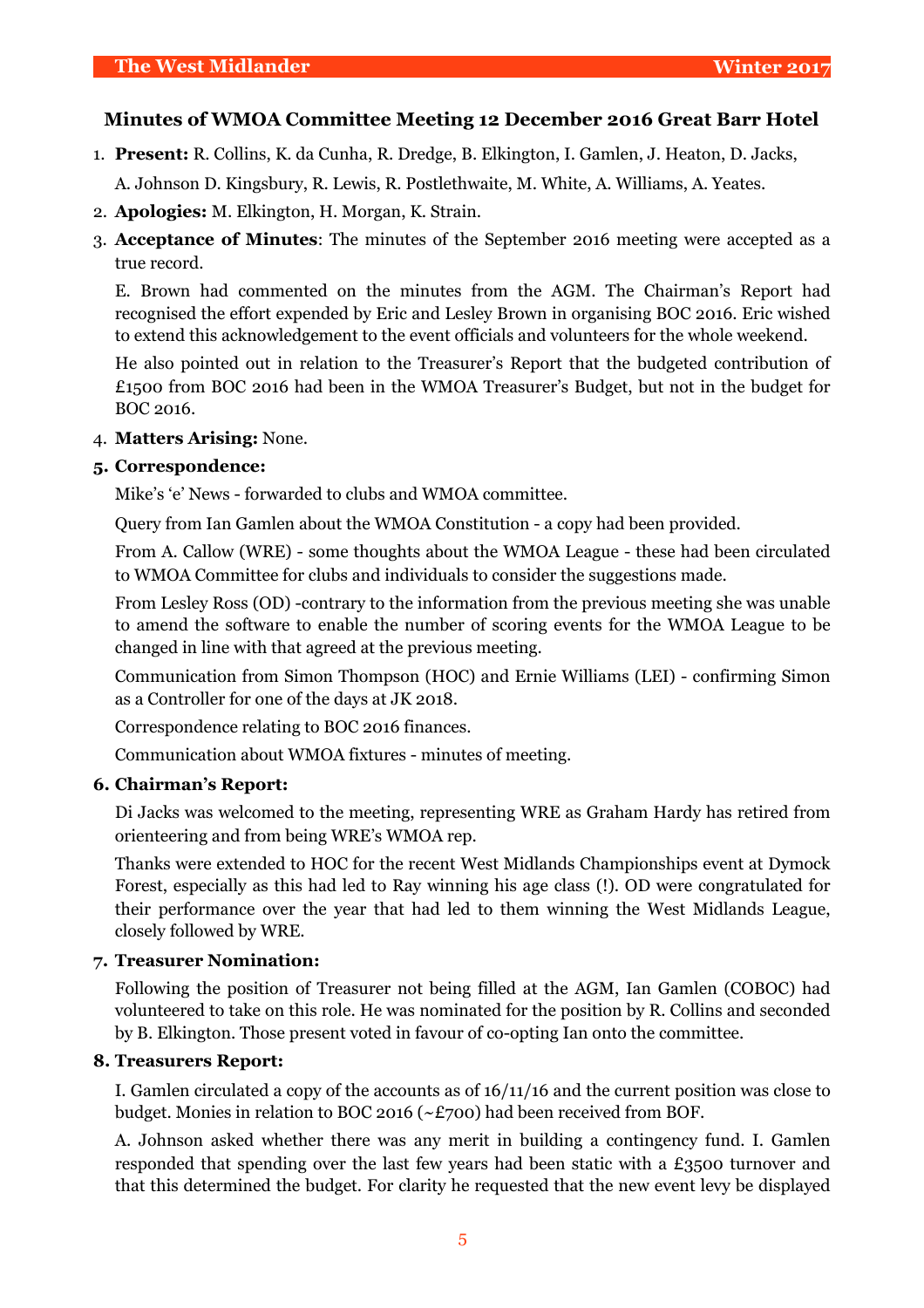## Minutes of WMOA Committee Meeting 12 December 2016 Great Barr Hotel

1. **Present:** R. Collins, K. da Cunha, R. Dredge, B. Elkington, I. Gamlen, J. Heaton, D. Jacks, A. Johnson D. Kingsbury, R. Lewis, R. Postlethwaite, M. White, A. Williams, A. Yeates.
2. **Apologies:** M. Elkington, H. Morgan, K. Strain.
3. **Acceptance of Minutes**: The minutes of the September 2016 meeting were accepted as a true record.

   E. Brown had commented on the minutes from the AGM. The Chairman's Report had recognised the effort expended by Eric and Lesley Brown in organising BOC 2016. Eric wished to extend this acknowledgement to the event officials and volunteers for the whole weekend.

   He also pointed out in relation to the Treasurer's Report that the budgeted contribution of £1500 from BOC 2016 had been in the WMOA Treasurer's Budget, but not in the budget for BOC 2016.
4. **Matters Arising:** None.
5. **Correspondence:**

   Mike's 'e' News - forwarded to clubs and WMOA committee.

   Query from Ian Gamlen about the WMOA Constitution - a copy had been provided.

   From A. Callow (WRE) - some thoughts about the WMOA League - these had been circulated to WMOA Committee for clubs and individuals to consider the suggestions made.

   From Lesley Ross (OD) -contrary to the information from the previous meeting she was unable to amend the software to enable the number of scoring events for the WMOA League to be changed in line with that agreed at the previous meeting.

   Communication from Simon Thompson (HOC) and Ernie Williams (LEI) - confirming Simon as a Controller for one of the days at JK 2018.

   Correspondence relating to BOC 2016 finances.

   Communication about WMOA fixtures - minutes of meeting.
6. **Chairman's Report:**

   Di Jacks was welcomed to the meeting, representing WRE as Graham Hardy has retired from orienteering and from being WRE's WMOA rep.

   Thanks were extended to HOC for the recent West Midlands Championships event at Dymock Forest, especially as this had led to Ray winning his age class (!). OD were congratulated for their performance over the year that had led to them winning the West Midlands League, closely followed by WRE.
7. **Treasurer Nomination:**

   Following the position of Treasurer not being filled at the AGM, Ian Gamlen (COBOC) had volunteered to take on this role. He was nominated for the position by R. Collins and seconded by B. Elkington. Those present voted in favour of co-opting Ian onto the committee.
8. **Treasurers Report:**

   I. Gamlen circulated a copy of the accounts as of 16/11/16 and the current position was close to budget. Monies in relation to BOC 2016 (~£700) had been received from BOF.

   A. Johnson asked whether there was any merit in building a contingency fund. I. Gamlen responded that spending over the last few years had been static with a £3500 turnover and that this determined the budget. For clarity he requested that the new event levy be displayed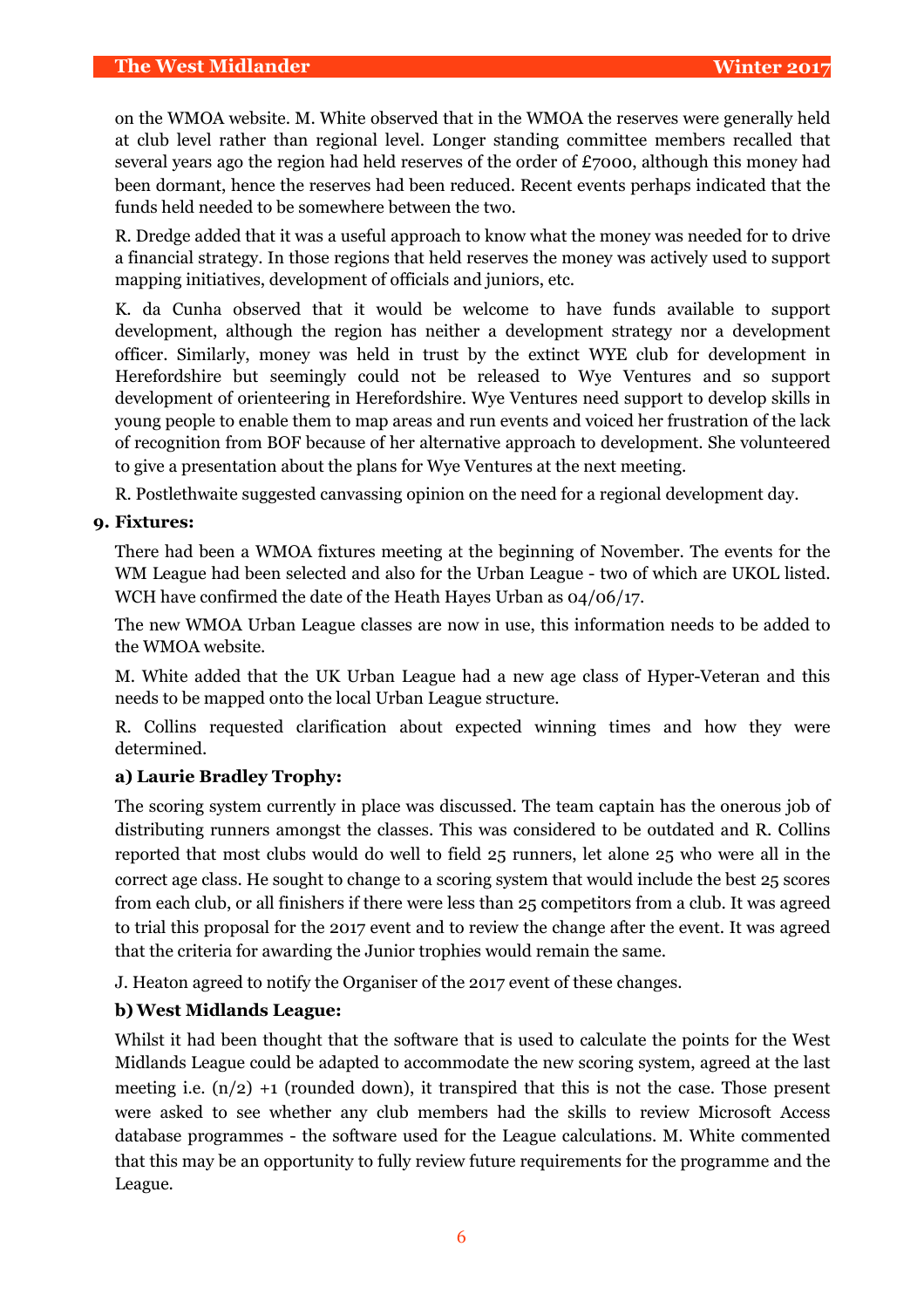on the WMOA website. M. White observed that in the WMOA the reserves were generally held at club level rather than regional level. Longer standing committee members recalled that several years ago the region had held reserves of the order of £7000, although this money had been dormant, hence the reserves had been reduced. Recent events perhaps indicated that the funds held needed to be somewhere between the two.

R. Dredge added that it was a useful approach to know what the money was needed for to drive a financial strategy. In those regions that held reserves the money was actively used to support mapping initiatives, development of officials and juniors, etc.

K. da Cunha observed that it would be welcome to have funds available to support development, although the region has neither a development strategy nor a development officer. Similarly, money was held in trust by the extinct WYE club for development in Herefordshire but seemingly could not be released to Wye Ventures and so support development of orienteering in Herefordshire. Wye Ventures need support to develop skills in young people to enable them to map areas and run events and voiced her frustration of the lack of recognition from BOF because of her alternative approach to development. She volunteered to give a presentation about the plans for Wye Ventures at the next meeting.

R. Postlethwaite suggested canvassing opinion on the need for a regional development day.

**9. Fixtures:**

There had been a WMOA fixtures meeting at the beginning of November. The events for the WM League had been selected and also for the Urban League - two of which are UKOL listed. WCH have confirmed the date of the Heath Hayes Urban as 04/06/17.

The new WMOA Urban League classes are now in use, this information needs to be added to the WMOA website.

M. White added that the UK Urban League had a new age class of Hyper-Veteran and this needs to be mapped onto the local Urban League structure.

R. Collins requested clarification about expected winning times and how they were determined.

**a) Laurie Bradley Trophy:**

The scoring system currently in place was discussed. The team captain has the onerous job of distributing runners amongst the classes. This was considered to be outdated and R. Collins reported that most clubs would do well to field 25 runners, let alone 25 who were all in the correct age class. He sought to change to a scoring system that would include the best 25 scores from each club, or all finishers if there were less than 25 competitors from a club. It was agreed to trial this proposal for the 2017 event and to review the change after the event. It was agreed that the criteria for awarding the Junior trophies would remain the same.

J. Heaton agreed to notify the Organiser of the 2017 event of these changes.

**b) West Midlands League:**

Whilst it had been thought that the software that is used to calculate the points for the West Midlands League could be adapted to accommodate the new scoring system, agreed at the last meeting i.e. (n/2) +1 (rounded down), it transpired that this is not the case. Those present were asked to see whether any club members had the skills to review Microsoft Access database programmes - the software used for the League calculations. M. White commented that this may be an opportunity to fully review future requirements for the programme and the League.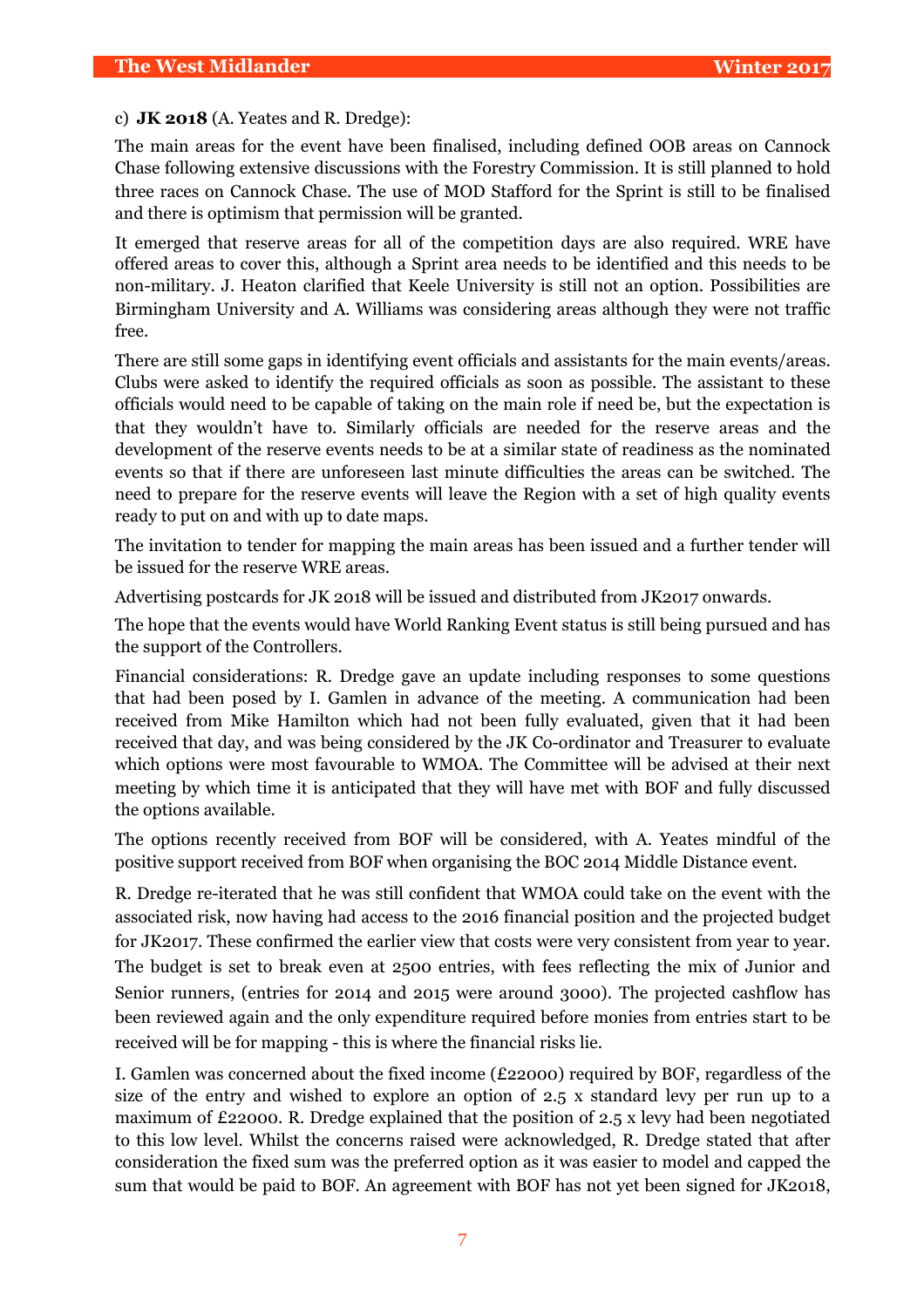c) **JK 2018** (A. Yeates and R. Dredge):

The main areas for the event have been finalised, including defined OOB areas on Cannock Chase following extensive discussions with the Forestry Commission. It is still planned to hold three races on Cannock Chase. The use of MOD Stafford for the Sprint is still to be finalised and there is optimism that permission will be granted.

It emerged that reserve areas for all of the competition days are also required. WRE have offered areas to cover this, although a Sprint area needs to be identified and this needs to be non-military. J. Heaton clarified that Keele University is still not an option. Possibilities are Birmingham University and A. Williams was considering areas although they were not traffic free.

There are still some gaps in identifying event officials and assistants for the main events/areas. Clubs were asked to identify the required officials as soon as possible. The assistant to these officials would need to be capable of taking on the main role if need be, but the expectation is that they wouldn't have to. Similarly officials are needed for the reserve areas and the development of the reserve events needs to be at a similar state of readiness as the nominated events so that if there are unforeseen last minute difficulties the areas can be switched. The need to prepare for the reserve events will leave the Region with a set of high quality events ready to put on and with up to date maps.

The invitation to tender for mapping the main areas has been issued and a further tender will be issued for the reserve WRE areas.

Advertising postcards for JK 2018 will be issued and distributed from JK2017 onwards.

The hope that the events would have World Ranking Event status is still being pursued and has the support of the Controllers.

Financial considerations: R. Dredge gave an update including responses to some questions that had been posed by I. Gamlen in advance of the meeting. A communication had been received from Mike Hamilton which had not been fully evaluated, given that it had been received that day, and was being considered by the JK Co-ordinator and Treasurer to evaluate which options were most favourable to WMOA. The Committee will be advised at their next meeting by which time it is anticipated that they will have met with BOF and fully discussed the options available.

The options recently received from BOF will be considered, with A. Yeates mindful of the positive support received from BOF when organising the BOC 2014 Middle Distance event.

R. Dredge re-iterated that he was still confident that WMOA could take on the event with the associated risk, now having had access to the 2016 financial position and the projected budget for JK2017. These confirmed the earlier view that costs were very consistent from year to year. The budget is set to break even at 2500 entries, with fees reflecting the mix of Junior and Senior runners, (entries for 2014 and 2015 were around 3000). The projected cashflow has been reviewed again and the only expenditure required before monies from entries start to be received will be for mapping - this is where the financial risks lie.

I. Gamlen was concerned about the fixed income (£22000) required by BOF, regardless of the size of the entry and wished to explore an option of 2.5 x standard levy per run up to a maximum of £22000. R. Dredge explained that the position of 2.5 x levy had been negotiated to this low level. Whilst the concerns raised were acknowledged, R. Dredge stated that after consideration the fixed sum was the preferred option as it was easier to model and capped the sum that would be paid to BOF. An agreement with BOF has not yet been signed for JK2018,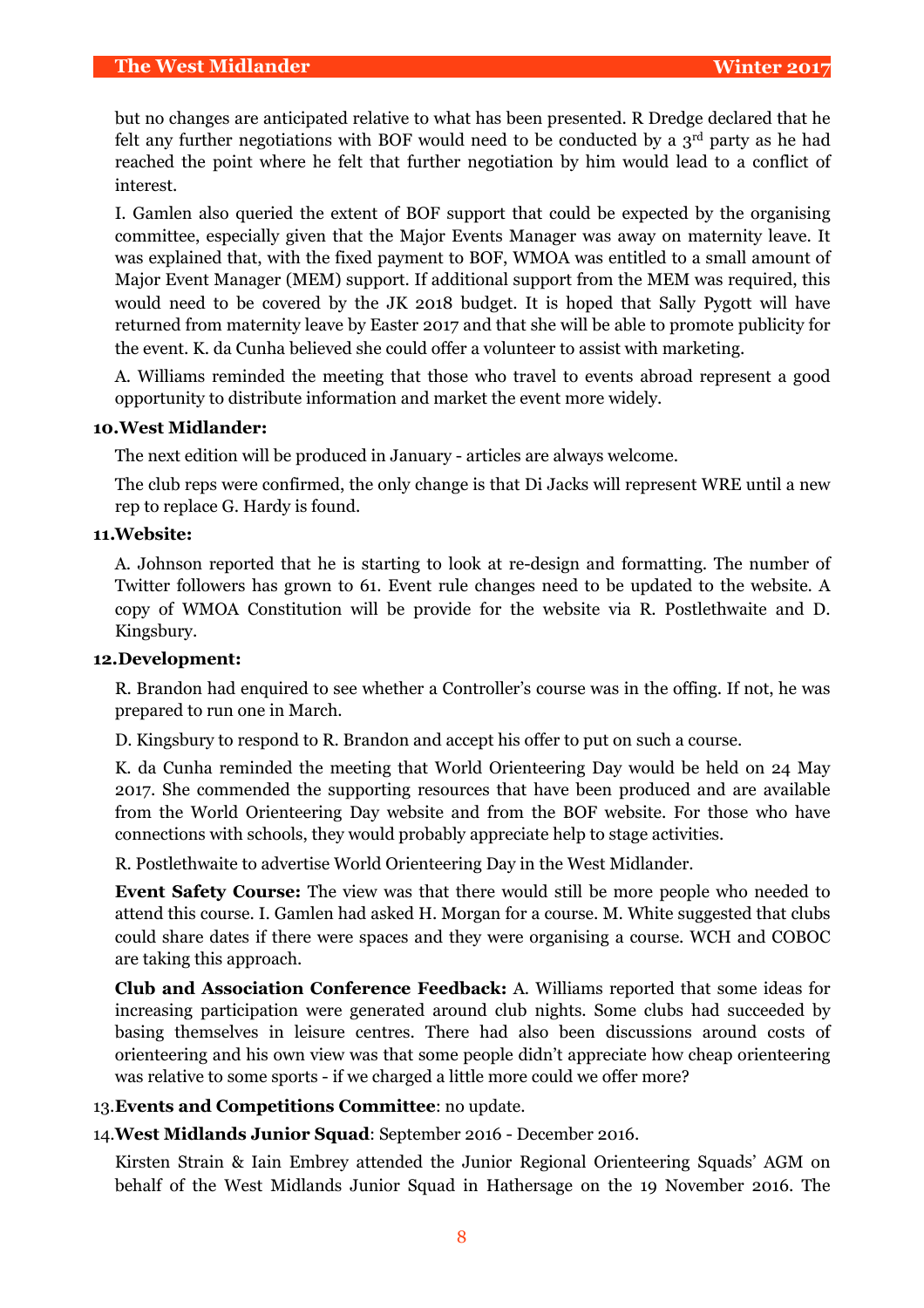but no changes are anticipated relative to what has been presented. R Dredge declared that he felt any further negotiations with BOF would need to be conducted by a 3rd party as he had reached the point where he felt that further negotiation by him would lead to a conflict of interest.

I. Gamlen also queried the extent of BOF support that could be expected by the organising committee, especially given that the Major Events Manager was away on maternity leave. It was explained that, with the fixed payment to BOF, WMOA was entitled to a small amount of Major Event Manager (MEM) support. If additional support from the MEM was required, this would need to be covered by the JK 2018 budget. It is hoped that Sally Pygott will have returned from maternity leave by Easter 2017 and that she will be able to promote publicity for the event. K. da Cunha believed she could offer a volunteer to assist with marketing.

A. Williams reminded the meeting that those who travel to events abroad represent a good opportunity to distribute information and market the event more widely.

**10. West Midlander:**

The next edition will be produced in January - articles are always welcome.

The club reps were confirmed, the only change is that Di Jacks will represent WRE until a new rep to replace G. Hardy is found.

**11. Website:**

A. Johnson reported that he is starting to look at re-design and formatting. The number of Twitter followers has grown to 61. Event rule changes need to be updated to the website. A copy of WMOA Constitution will be provide for the website via R. Postlethwaite and D. Kingsbury.

**12. Development:**

R. Brandon had enquired to see whether a Controller's course was in the offing. If not, he was prepared to run one in March.

D. Kingsbury to respond to R. Brandon and accept his offer to put on such a course.

K. da Cunha reminded the meeting that World Orienteering Day would be held on 24 May 2017. She commended the supporting resources that have been produced and are available from the World Orienteering Day website and from the BOF website. For those who have connections with schools, they would probably appreciate help to stage activities.

R. Postlethwaite to advertise World Orienteering Day in the West Midlander.

**Event Safety Course:** The view was that there would still be more people who needed to attend this course. I. Gamlen had asked H. Morgan for a course. M. White suggested that clubs could share dates if there were spaces and they were organising a course. WCH and COBOC are taking this approach.

**Club and Association Conference Feedback:** A. Williams reported that some ideas for increasing participation were generated around club nights. Some clubs had succeeded by basing themselves in leisure centres. There had also been discussions around costs of orienteering and his own view was that some people didn't appreciate how cheap orienteering was relative to some sports - if we charged a little more could we offer more?

13. **Events and Competitions Committee**: no update.

14. **West Midlands Junior Squad**: September 2016 - December 2016.

Kirsten Strain & Iain Embrey attended the Junior Regional Orienteering Squads' AGM on behalf of the West Midlands Junior Squad in Hathersage on the 19 November 2016. The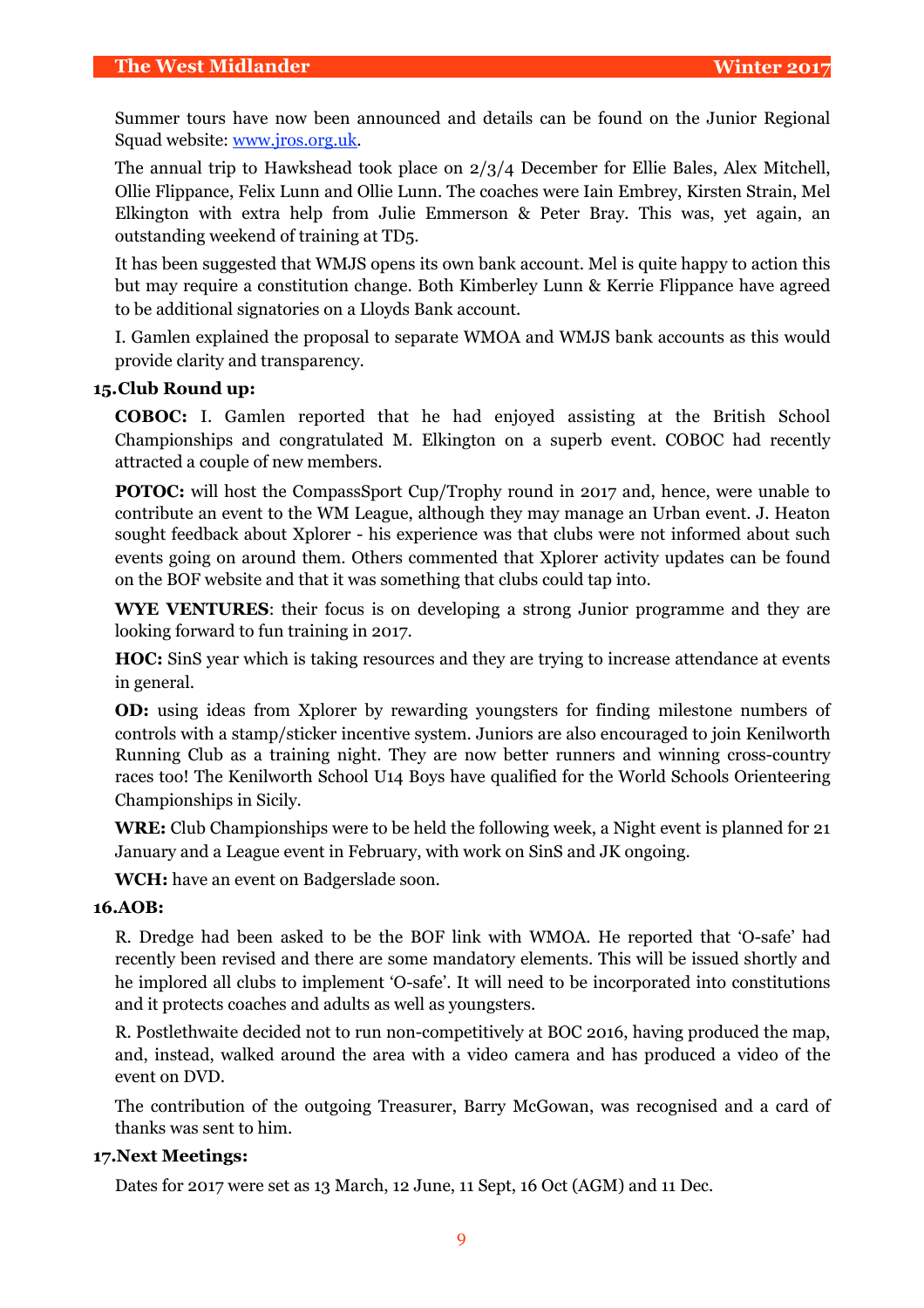Summer tours have now been announced and details can be found on the Junior Regional Squad website: [www.jros.org.uk](http://www.jros.org.uk).

The annual trip to Hawkshead took place on 2/3/4 December for Ellie Bales, Alex Mitchell, Ollie Flippance, Felix Lunn and Ollie Lunn. The coaches were Iain Embrey, Kirsten Strain, Mel Elkington with extra help from Julie Emmerson & Peter Bray. This was, yet again, an outstanding weekend of training at TD5.

It has been suggested that WMJS opens its own bank account. Mel is quite happy to action this but may require a constitution change. Both Kimberley Lunn & Kerrie Flippance have agreed to be additional signatories on a Lloyds Bank account.

I. Gamlen explained the proposal to separate WMOA and WMJS bank accounts as this would provide clarity and transparency.

**15. Club Round up:**

**COBOC:** I. Gamlen reported that he had enjoyed assisting at the British School Championships and congratulated M. Elkington on a superb event. COBOC had recently attracted a couple of new members.

**POTOC:** will host the CompassSport Cup/Trophy round in 2017 and, hence, were unable to contribute an event to the WM League, although they may manage an Urban event. J. Heaton sought feedback about Xplorer - his experience was that clubs were not informed about such events going on around them. Others commented that Xplorer activity updates can be found on the BOF website and that it was something that clubs could tap into.

**WYE VENTURES**: their focus is on developing a strong Junior programme and they are looking forward to fun training in 2017.

**HOC:** SinS year which is taking resources and they are trying to increase attendance at events in general.

**OD:** using ideas from Xplorer by rewarding youngsters for finding milestone numbers of controls with a stamp/sticker incentive system. Juniors are also encouraged to join Kenilworth Running Club as a training night. They are now better runners and winning cross-country races too! The Kenilworth School U14 Boys have qualified for the World Schools Orienteering Championships in Sicily.

**WRE:** Club Championships were to be held the following week, a Night event is planned for 21 January and a League event in February, with work on SinS and JK ongoing.

**WCH:** have an event on Badgerslade soon.

**16. AOB:**

R. Dredge had been asked to be the BOF link with WMOA. He reported that 'O-safe' had recently been revised and there are some mandatory elements. This will be issued shortly and he implored all clubs to implement 'O-safe'. It will need to be incorporated into constitutions and it protects coaches and adults as well as youngsters.

R. Postlethwaite decided not to run non-competitively at BOC 2016, having produced the map, and, instead, walked around the area with a video camera and has produced a video of the event on DVD.

The contribution of the outgoing Treasurer, Barry McGowan, was recognised and a card of thanks was sent to him.

**17. Next Meetings:**

Dates for 2017 were set as 13 March, 12 June, 11 Sept, 16 Oct (AGM) and 11 Dec.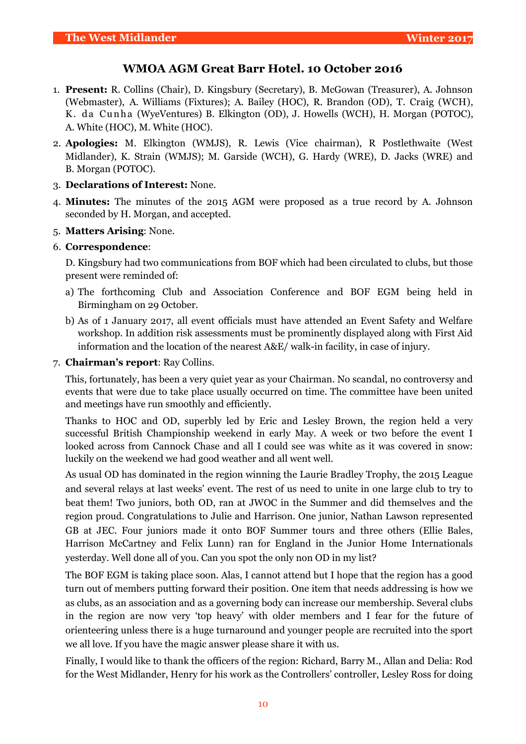## WMOA AGM Great Barr Hotel. 10 October 2016

1. **Present:** R. Collins (Chair), D. Kingsbury (Secretary), B. McGowan (Treasurer), A. Johnson (Webmaster), A. Williams (Fixtures); A. Bailey (HOC), R. Brandon (OD), T. Craig (WCH), K. da Cunha (WyeVentures) B. Elkington (OD), J. Howells (WCH), H. Morgan (POTOC), A. White (HOC), M. White (HOC).
2. **Apologies:** M. Elkington (WMJS), R. Lewis (Vice chairman), R Postlethwaite (West Midlander), K. Strain (WMJS); M. Garside (WCH), G. Hardy (WRE), D. Jacks (WRE) and B. Morgan (POTOC).
3. **Declarations of Interest:** None.
4. **Minutes:** The minutes of the 2015 AGM were proposed as a true record by A. Johnson seconded by H. Morgan, and accepted.
5. **Matters Arising**: None.
6. **Correspondence**:

   D. Kingsbury had two communications from BOF which had been circulated to clubs, but those present were reminded of:

   a) The forthcoming Club and Association Conference and BOF EGM being held in Birmingham on 29 October.

   b) As of 1 January 2017, all event officials must have attended an Event Safety and Welfare workshop. In addition risk assessments must be prominently displayed along with First Aid information and the location of the nearest A&E/ walk-in facility, in case of injury.

7. **Chairman's report**: Ray Collins.

   This, fortunately, has been a very quiet year as your Chairman. No scandal, no controversy and events that were due to take place usually occurred on time. The committee have been united and meetings have run smoothly and efficiently.

   Thanks to HOC and OD, superbly led by Eric and Lesley Brown, the region held a very successful British Championship weekend in early May. A week or two before the event I looked across from Cannock Chase and all I could see was white as it was covered in snow: luckily on the weekend we had good weather and all went well.

   As usual OD has dominated in the region winning the Laurie Bradley Trophy, the 2015 League and several relays at last weeks' event. The rest of us need to unite in one large club to try to beat them! Two juniors, both OD, ran at JWOC in the Summer and did themselves and the region proud. Congratulations to Julie and Harrison. One junior, Nathan Lawson represented GB at JEC. Four juniors made it onto BOF Summer tours and three others (Ellie Bales, Harrison McCartney and Felix Lunn) ran for England in the Junior Home Internationals yesterday. Well done all of you. Can you spot the only non OD in my list?

   The BOF EGM is taking place soon. Alas, I cannot attend but I hope that the region has a good turn out of members putting forward their position. One item that needs addressing is how we as clubs, as an association and as a governing body can increase our membership. Several clubs in the region are now very 'top heavy' with older members and I fear for the future of orienteering unless there is a huge turnaround and younger people are recruited into the sport we all love. If you have the magic answer please share it with us.

   Finally, I would like to thank the officers of the region: Richard, Barry M., Allan and Delia: Rod for the West Midlander, Henry for his work as the Controllers' controller, Lesley Ross for doing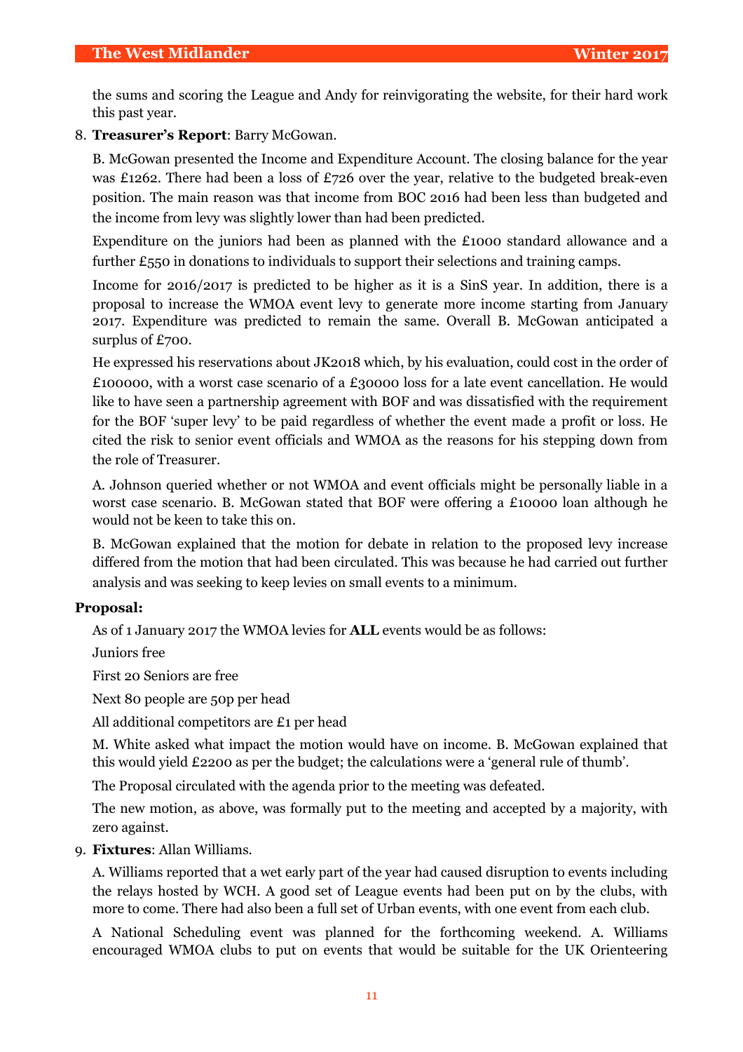the sums and scoring the League and Andy for reinvigorating the website, for their hard work this past year.

8. **Treasurer's Report**: Barry McGowan.

   B. McGowan presented the Income and Expenditure Account. The closing balance for the year was £1262. There had been a loss of £726 over the year, relative to the budgeted break-even position. The main reason was that income from BOC 2016 had been less than budgeted and the income from levy was slightly lower than had been predicted.

   Expenditure on the juniors had been as planned with the £1000 standard allowance and a further £550 in donations to individuals to support their selections and training camps.

   Income for 2016/2017 is predicted to be higher as it is a SinS year. In addition, there is a proposal to increase the WMOA event levy to generate more income starting from January 2017. Expenditure was predicted to remain the same. Overall B. McGowan anticipated a surplus of £700.

   He expressed his reservations about JK2018 which, by his evaluation, could cost in the order of £100000, with a worst case scenario of a £30000 loss for a late event cancellation. He would like to have seen a partnership agreement with BOF and was dissatisfied with the requirement for the BOF 'super levy' to be paid regardless of whether the event made a profit or loss. He cited the risk to senior event officials and WMOA as the reasons for his stepping down from the role of Treasurer.

   A. Johnson queried whether or not WMOA and event officials might be personally liable in a worst case scenario. B. McGowan stated that BOF were offering a £10000 loan although he would not be keen to take this on.

   B. McGowan explained that the motion for debate in relation to the proposed levy increase differed from the motion that had been circulated. This was because he had carried out further analysis and was seeking to keep levies on small events to a minimum.

**Proposal:**

As of 1 January 2017 the WMOA levies for **ALL** events would be as follows:

Juniors free

First 20 Seniors are free

Next 80 people are 50p per head

All additional competitors are £1 per head

M. White asked what impact the motion would have on income. B. McGowan explained that this would yield £2200 as per the budget; the calculations were a 'general rule of thumb'.

The Proposal circulated with the agenda prior to the meeting was defeated.

The new motion, as above, was formally put to the meeting and accepted by a majority, with zero against.

9. **Fixtures**: Allan Williams.

   A. Williams reported that a wet early part of the year had caused disruption to events including the relays hosted by WCH. A good set of League events had been put on by the clubs, with more to come. There had also been a full set of Urban events, with one event from each club.

   A National Scheduling event was planned for the forthcoming weekend. A. Williams encouraged WMOA clubs to put on events that would be suitable for the UK Orienteering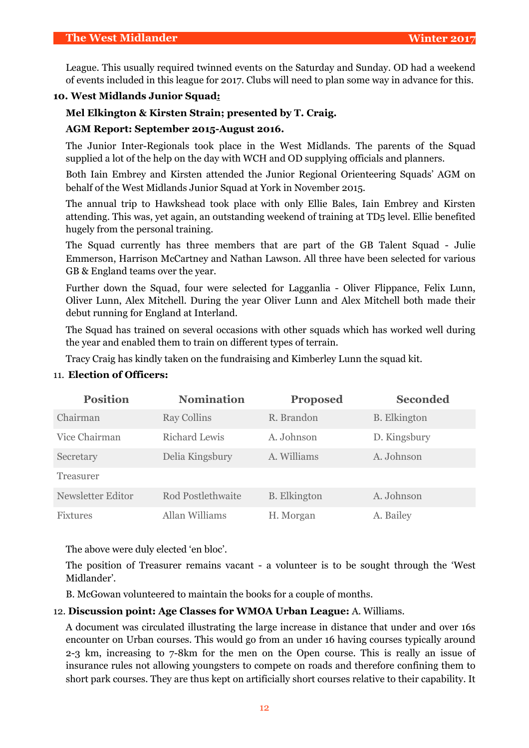League. This usually required twinned events on the Saturday and Sunday. OD had a weekend of events included in this league for 2017. Clubs will need to plan some way in advance for this.

**10. West Midlands Junior Squad:**

**Mel Elkington & Kirsten Strain; presented by T. Craig.**

**AGM Report: September 2015-August 2016.**

The Junior Inter-Regionals took place in the West Midlands. The parents of the Squad supplied a lot of the help on the day with WCH and OD supplying officials and planners.

Both Iain Embrey and Kirsten attended the Junior Regional Orienteering Squads' AGM on behalf of the West Midlands Junior Squad at York in November 2015.

The annual trip to Hawkshead took place with only Ellie Bales, Iain Embrey and Kirsten attending. This was, yet again, an outstanding weekend of training at TD5 level. Ellie benefited hugely from the personal training.

The Squad currently has three members that are part of the GB Talent Squad - Julie Emmerson, Harrison McCartney and Nathan Lawson. All three have been selected for various GB & England teams over the year.

Further down the Squad, four were selected for Lagganlia - Oliver Flippance, Felix Lunn, Oliver Lunn, Alex Mitchell. During the year Oliver Lunn and Alex Mitchell both made their debut running for England at Interland.

The Squad has trained on several occasions with other squads which has worked well during the year and enabled them to train on different types of terrain.

Tracy Craig has kindly taken on the fundraising and Kimberley Lunn the squad kit.

11. **Election of Officers:**

| Position | Nomination | Proposed | Seconded |
|---|---|---|---|
| Chairman | Ray Collins | R. Brandon | B. Elkington |
| Vice Chairman | Richard Lewis | A. Johnson | D. Kingsbury |
| Secretary | Delia Kingsbury | A. Williams | A. Johnson |
| Treasurer | | | |
| Newsletter Editor | Rod Postlethwaite | B. Elkington | A. Johnson |
| Fixtures | Allan Williams | H. Morgan | A. Bailey |

The above were duly elected 'en bloc'.

The position of Treasurer remains vacant - a volunteer is to be sought through the 'West Midlander'.

B. McGowan volunteered to maintain the books for a couple of months.

12. **Discussion point: Age Classes for WMOA Urban League:** A. Williams.

A document was circulated illustrating the large increase in distance that under and over 16s encounter on Urban courses. This would go from an under 16 having courses typically around 2-3 km, increasing to 7-8km for the men on the Open course. This is really an issue of insurance rules not allowing youngsters to compete on roads and therefore confining them to short park courses. They are thus kept on artificially short courses relative to their capability. It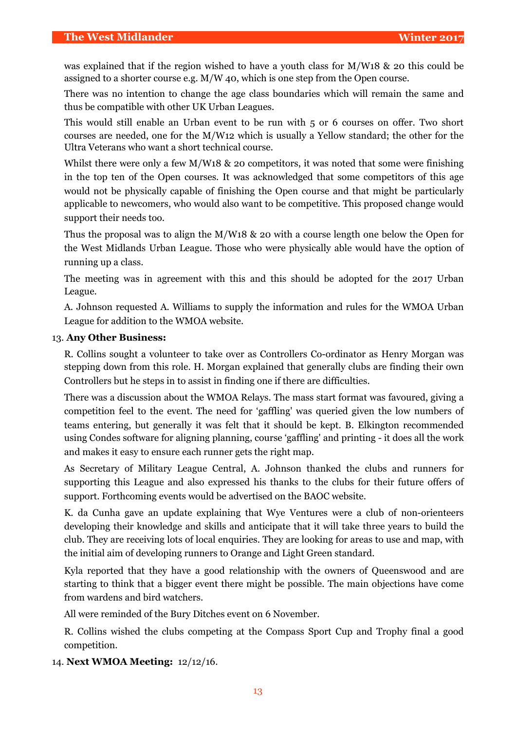was explained that if the region wished to have a youth class for M/W18 & 20 this could be assigned to a shorter course e.g. M/W 40, which is one step from the Open course.

There was no intention to change the age class boundaries which will remain the same and thus be compatible with other UK Urban Leagues.

This would still enable an Urban event to be run with 5 or 6 courses on offer. Two short courses are needed, one for the M/W12 which is usually a Yellow standard; the other for the Ultra Veterans who want a short technical course.

Whilst there were only a few M/W18 & 20 competitors, it was noted that some were finishing in the top ten of the Open courses. It was acknowledged that some competitors of this age would not be physically capable of finishing the Open course and that might be particularly applicable to newcomers, who would also want to be competitive. This proposed change would support their needs too.

Thus the proposal was to align the M/W18 & 20 with a course length one below the Open for the West Midlands Urban League. Those who were physically able would have the option of running up a class.

The meeting was in agreement with this and this should be adopted for the 2017 Urban League.

A. Johnson requested A. Williams to supply the information and rules for the WMOA Urban League for addition to the WMOA website.

13. **Any Other Business:**

R. Collins sought a volunteer to take over as Controllers Co-ordinator as Henry Morgan was stepping down from this role. H. Morgan explained that generally clubs are finding their own Controllers but he steps in to assist in finding one if there are difficulties.

There was a discussion about the WMOA Relays. The mass start format was favoured, giving a competition feel to the event. The need for 'gaffling' was queried given the low numbers of teams entering, but generally it was felt that it should be kept. B. Elkington recommended using Condes software for aligning planning, course 'gaffling' and printing - it does all the work and makes it easy to ensure each runner gets the right map.

As Secretary of Military League Central, A. Johnson thanked the clubs and runners for supporting this League and also expressed his thanks to the clubs for their future offers of support. Forthcoming events would be advertised on the BAOC website.

K. da Cunha gave an update explaining that Wye Ventures were a club of non-orienteers developing their knowledge and skills and anticipate that it will take three years to build the club. They are receiving lots of local enquiries. They are looking for areas to use and map, with the initial aim of developing runners to Orange and Light Green standard.

Kyla reported that they have a good relationship with the owners of Queenswood and are starting to think that a bigger event there might be possible. The main objections have come from wardens and bird watchers.

All were reminded of the Bury Ditches event on 6 November.

R. Collins wished the clubs competing at the Compass Sport Cup and Trophy final a good competition.

14. **Next WMOA Meeting:** 12/12/16.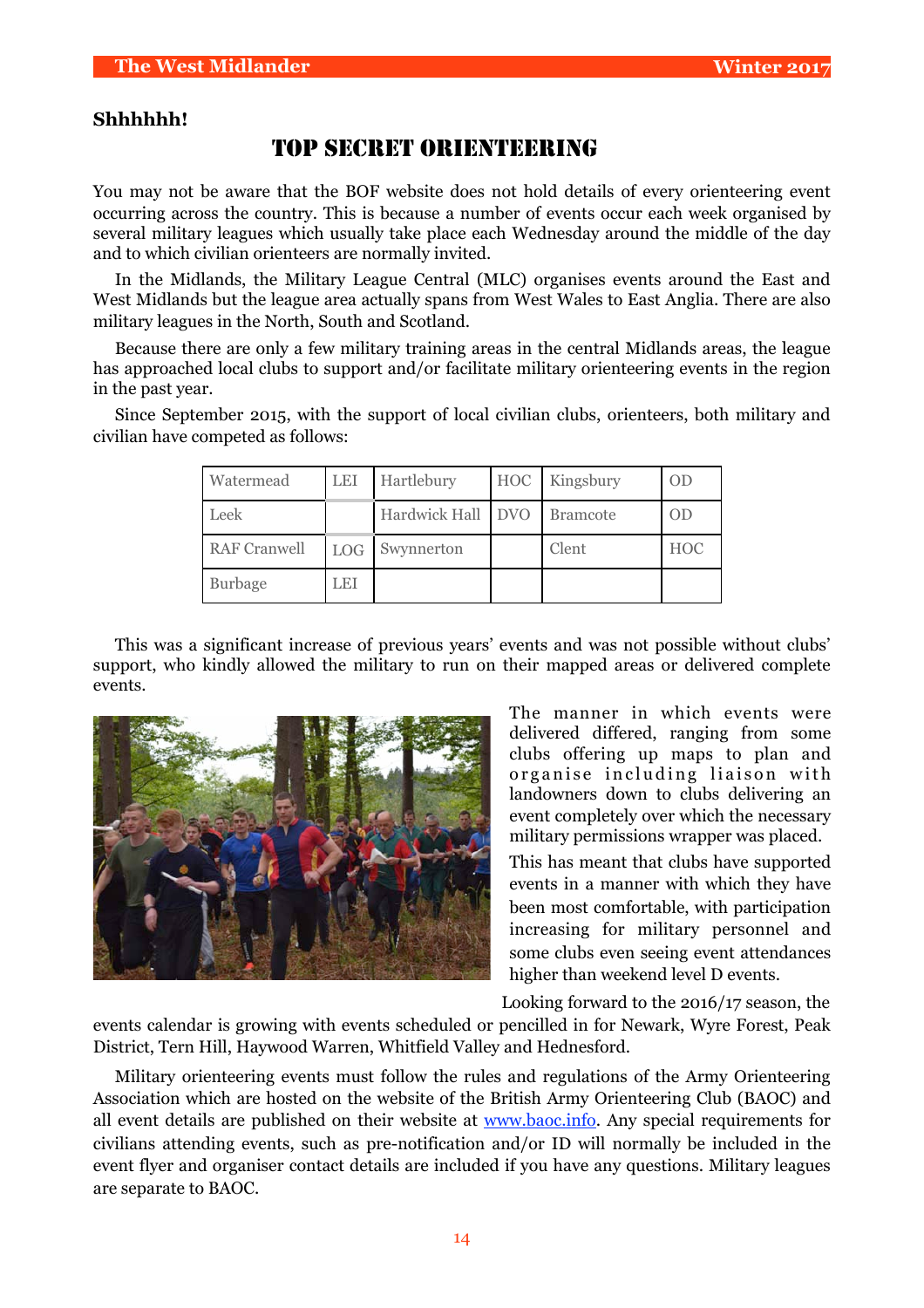**Shhhhhh!**

# TOP SECRET ORIENTEERING

You may not be aware that the BOF website does not hold details of every orienteering event occurring across the country. This is because a number of events occur each week organised by several military leagues which usually take place each Wednesday around the middle of the day and to which civilian orienteers are normally invited.

In the Midlands, the Military League Central (MLC) organises events around the East and West Midlands but the league area actually spans from West Wales to East Anglia. There are also military leagues in the North, South and Scotland.

Because there are only a few military training areas in the central Midlands areas, the league has approached local clubs to support and/or facilitate military orienteering events in the region in the past year.

Since September 2015, with the support of local civilian clubs, orienteers, both military and civilian have competed as follows:

| Watermead | LEI | Hartlebury | HOC | Kingsbury | OD |
|---|---|---|---|---|---|
| Leek | | Hardwick Hall | DVO | Bramcote | OD |
| RAF Cranwell | LOG | Swynnerton | | Clent | HOC |
| Burbage | LEI | | | | |

This was a significant increase of previous years' events and was not possible without clubs' support, who kindly allowed the military to run on their mapped areas or delivered complete events.

The manner in which events were delivered differed, ranging from some clubs offering up maps to plan and organise including liaison with landowners down to clubs delivering an event completely over which the necessary military permissions wrapper was placed.

This has meant that clubs have supported events in a manner with which they have been most comfortable, with participation increasing for military personnel and some clubs even seeing event attendances higher than weekend level D events.

Looking forward to the 2016/17 season, the events calendar is growing with events scheduled or pencilled in for Newark, Wyre Forest, Peak District, Tern Hill, Haywood Warren, Whitfield Valley and Hednesford.

Military orienteering events must follow the rules and regulations of the Army Orienteering Association which are hosted on the website of the British Army Orienteering Club (BAOC) and all event details are published on their website at www.baoc.info. Any special requirements for civilians attending events, such as pre-notification and/or ID will normally be included in the event flyer and organiser contact details are included if you have any questions. Military leagues are separate to BAOC.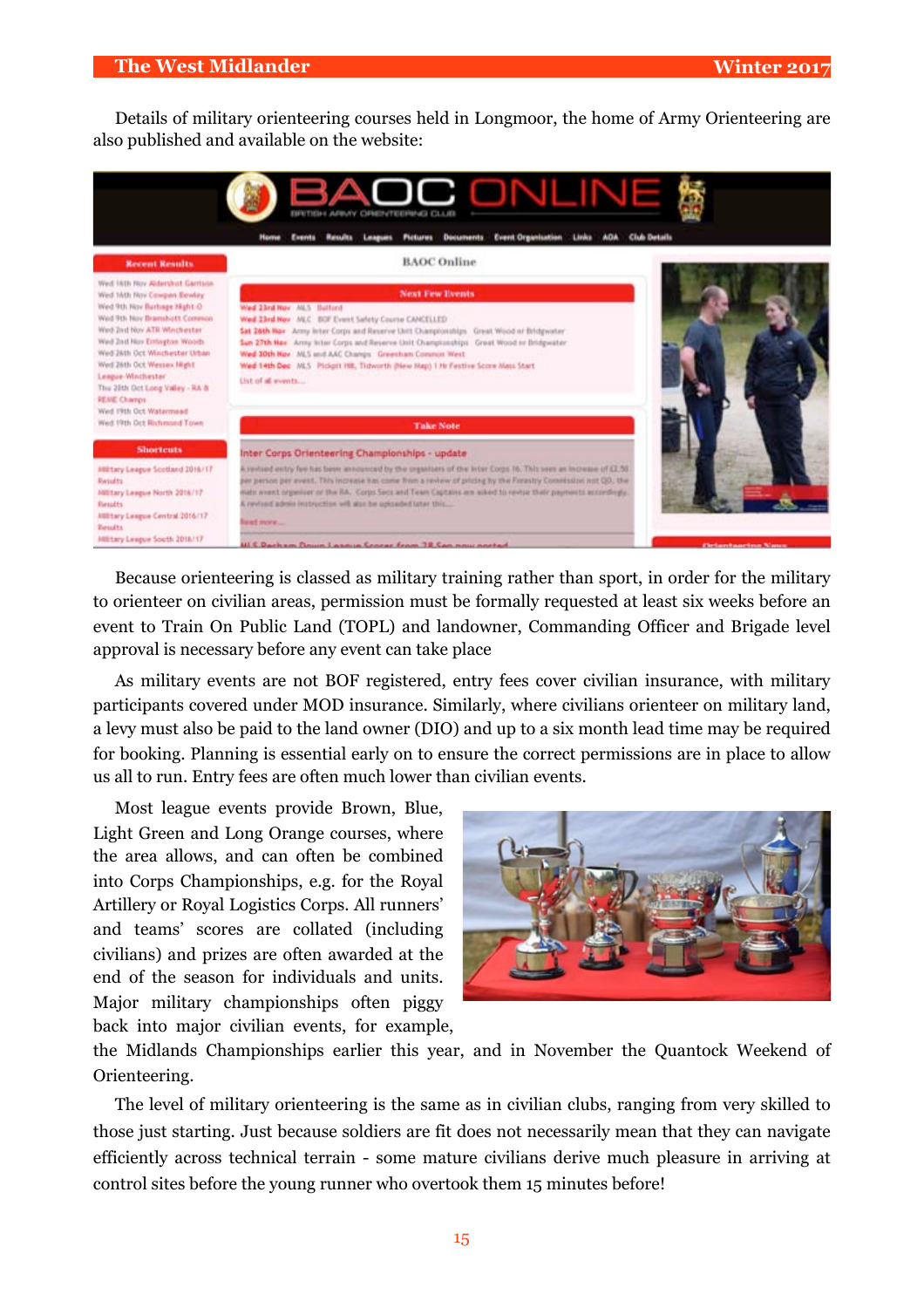Details of military orienteering courses held in Longmoor, the home of Army Orienteering are also published and available on the website:

Because orienteering is classed as military training rather than sport, in order for the military to orienteer on civilian areas, permission must be formally requested at least six weeks before an event to Train On Public Land (TOPL) and landowner, Commanding Officer and Brigade level approval is necessary before any event can take place

As military events are not BOF registered, entry fees cover civilian insurance, with military participants covered under MOD insurance. Similarly, where civilians orienteer on military land, a levy must also be paid to the land owner (DIO) and up to a six month lead time may be required for booking. Planning is essential early on to ensure the correct permissions are in place to allow us all to run. Entry fees are often much lower than civilian events.

Most league events provide Brown, Blue, Light Green and Long Orange courses, where the area allows, and can often be combined into Corps Championships, e.g. for the Royal Artillery or Royal Logistics Corps. All runners' and teams' scores are collated (including civilians) and prizes are often awarded at the end of the season for individuals and units. Major military championships often piggy back into major civilian events, for example, the Midlands Championships earlier this year, and in November the Quantock Weekend of Orienteering.

The level of military orienteering is the same as in civilian clubs, ranging from very skilled to those just starting. Just because soldiers are fit does not necessarily mean that they can navigate efficiently across technical terrain - some mature civilians derive much pleasure in arriving at control sites before the young runner who overtook them 15 minutes before!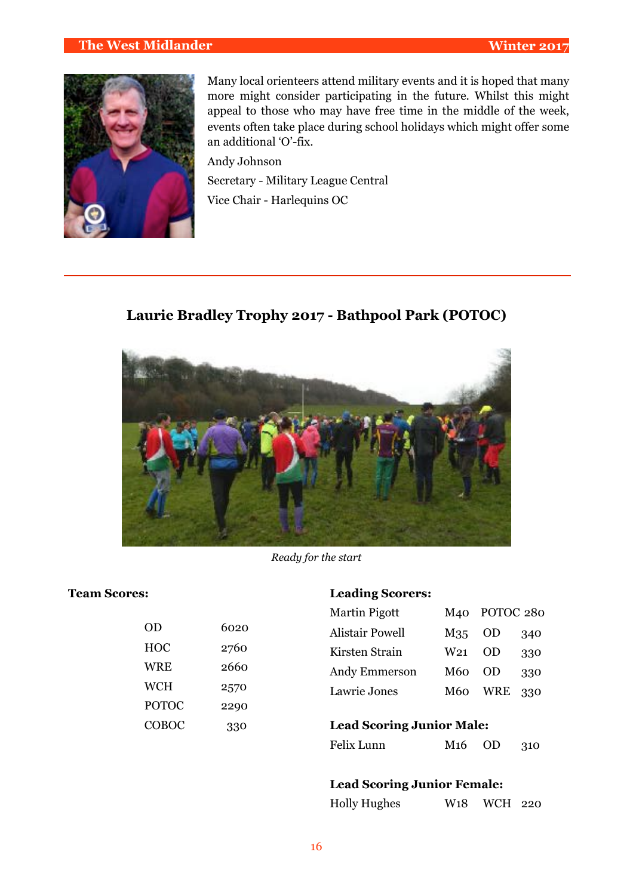Many local orienteers attend military events and it is hoped that many more might consider participating in the future. Whilst this might appeal to those who may have free time in the middle of the week, events often take place during school holidays which might offer some an additional 'O'-fix.

Andy Johnson

Secretary - Military League Central

Vice Chair - Harlequins OC

## Laurie Bradley Trophy 2017 - Bathpool Park (POTOC)

*Ready for the start*

**Team Scores:**

| Team | Score |
|---|---|
| OD | 6020 |
| HOC | 2760 |
| WRE | 2660 |
| WCH | 2570 |
| POTOC | 2290 |
| COBOC | 330 |

**Leading Scorers:**

| Name | Class | Club | Score |
|---|---|---|---|
| Martin Pigott | M40 | POTOC | 280 |
| Alistair Powell | M35 | OD | 340 |
| Kirsten Strain | W21 | OD | 330 |
| Andy Emmerson | M60 | OD | 330 |
| Lawrie Jones | M60 | WRE | 330 |

**Lead Scoring Junior Male:**

| Name | Class | Club | Score |
|---|---|---|---|
| Felix Lunn | M16 | OD | 310 |

**Lead Scoring Junior Female:**

| Name | Class | Club | Score |
|---|---|---|---|
| Holly Hughes | W18 | WCH | 220 |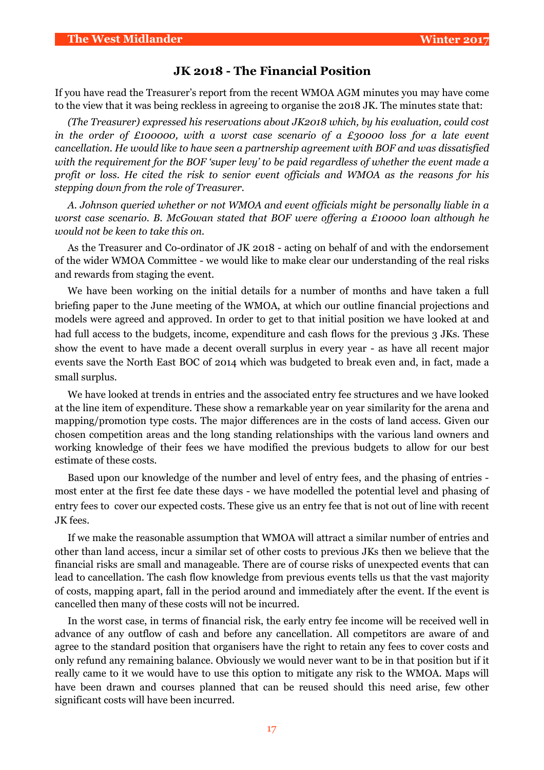## JK 2018 - The Financial Position

If you have read the Treasurer's report from the recent WMOA AGM minutes you may have come to the view that it was being reckless in agreeing to organise the 2018 JK. The minutes state that:

*(The Treasurer) expressed his reservations about JK2018 which, by his evaluation, could cost in the order of £100000, with a worst case scenario of a £30000 loss for a late event cancellation. He would like to have seen a partnership agreement with BOF and was dissatisfied with the requirement for the BOF 'super levy' to be paid regardless of whether the event made a profit or loss. He cited the risk to senior event officials and WMOA as the reasons for his stepping down from the role of Treasurer.*

*A. Johnson queried whether or not WMOA and event officials might be personally liable in a worst case scenario. B. McGowan stated that BOF were offering a £10000 loan although he would not be keen to take this on.*

As the Treasurer and Co-ordinator of JK 2018 - acting on behalf of and with the endorsement of the wider WMOA Committee - we would like to make clear our understanding of the real risks and rewards from staging the event.

We have been working on the initial details for a number of months and have taken a full briefing paper to the June meeting of the WMOA, at which our outline financial projections and models were agreed and approved. In order to get to that initial position we have looked at and had full access to the budgets, income, expenditure and cash flows for the previous 3 JKs. These show the event to have made a decent overall surplus in every year - as have all recent major events save the North East BOC of 2014 which was budgeted to break even and, in fact, made a small surplus.

We have looked at trends in entries and the associated entry fee structures and we have looked at the line item of expenditure. These show a remarkable year on year similarity for the arena and mapping/promotion type costs. The major differences are in the costs of land access. Given our chosen competition areas and the long standing relationships with the various land owners and working knowledge of their fees we have modified the previous budgets to allow for our best estimate of these costs.

Based upon our knowledge of the number and level of entry fees, and the phasing of entries - most enter at the first fee date these days - we have modelled the potential level and phasing of entry fees to cover our expected costs. These give us an entry fee that is not out of line with recent JK fees.

If we make the reasonable assumption that WMOA will attract a similar number of entries and other than land access, incur a similar set of other costs to previous JKs then we believe that the financial risks are small and manageable. There are of course risks of unexpected events that can lead to cancellation. The cash flow knowledge from previous events tells us that the vast majority of costs, mapping apart, fall in the period around and immediately after the event. If the event is cancelled then many of these costs will not be incurred.

In the worst case, in terms of financial risk, the early entry fee income will be received well in advance of any outflow of cash and before any cancellation. All competitors are aware of and agree to the standard position that organisers have the right to retain any fees to cover costs and only refund any remaining balance. Obviously we would never want to be in that position but if it really came to it we would have to use this option to mitigate any risk to the WMOA. Maps will have been drawn and courses planned that can be reused should this need arise, few other significant costs will have been incurred.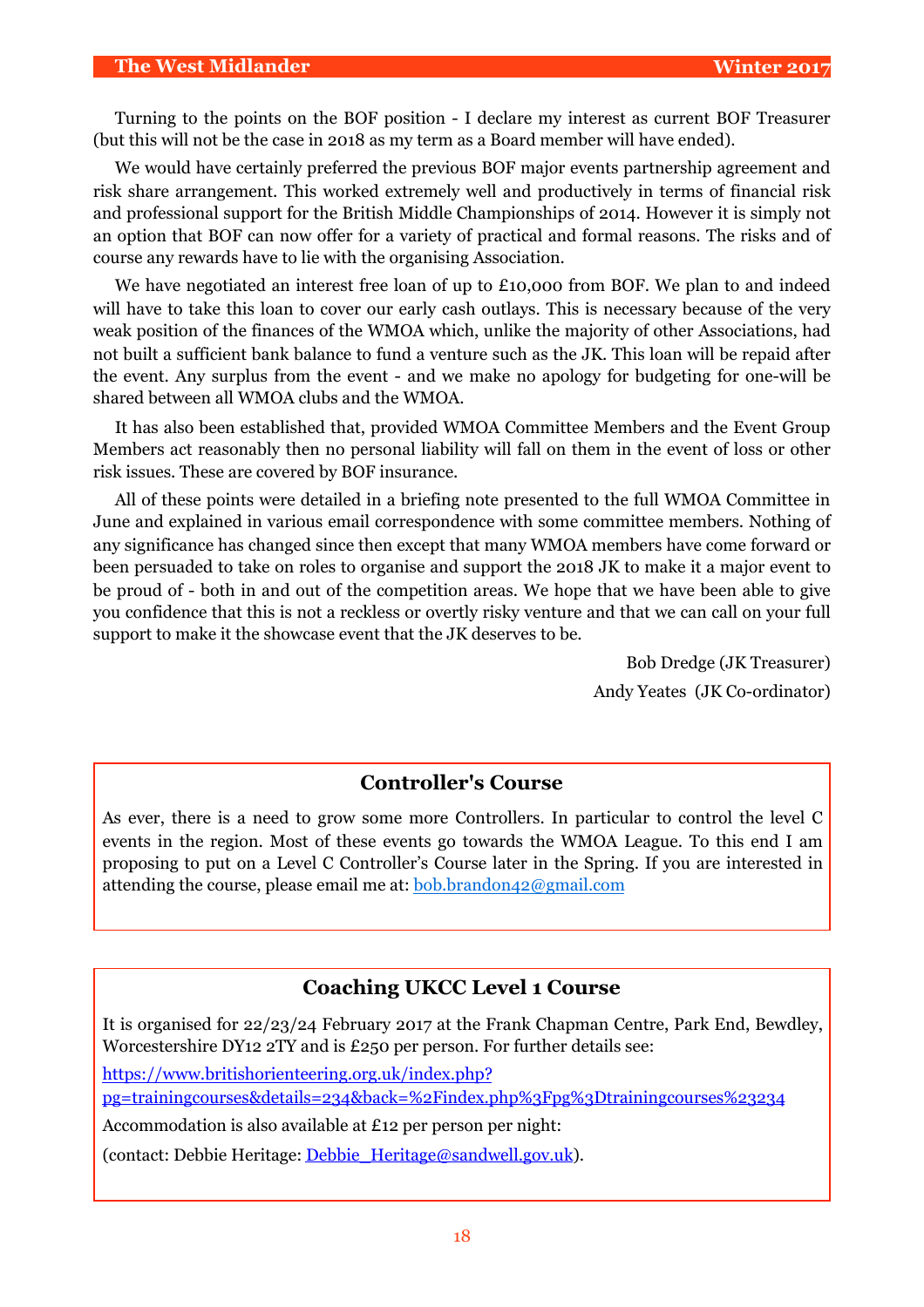Turning to the points on the BOF position - I declare my interest as current BOF Treasurer (but this will not be the case in 2018 as my term as a Board member will have ended).

We would have certainly preferred the previous BOF major events partnership agreement and risk share arrangement. This worked extremely well and productively in terms of financial risk and professional support for the British Middle Championships of 2014. However it is simply not an option that BOF can now offer for a variety of practical and formal reasons. The risks and of course any rewards have to lie with the organising Association.

We have negotiated an interest free loan of up to £10,000 from BOF. We plan to and indeed will have to take this loan to cover our early cash outlays. This is necessary because of the very weak position of the finances of the WMOA which, unlike the majority of other Associations, had not built a sufficient bank balance to fund a venture such as the JK. This loan will be repaid after the event. Any surplus from the event - and we make no apology for budgeting for one-will be shared between all WMOA clubs and the WMOA.

It has also been established that, provided WMOA Committee Members and the Event Group Members act reasonably then no personal liability will fall on them in the event of loss or other risk issues. These are covered by BOF insurance.

All of these points were detailed in a briefing note presented to the full WMOA Committee in June and explained in various email correspondence with some committee members. Nothing of any significance has changed since then except that many WMOA members have come forward or been persuaded to take on roles to organise and support the 2018 JK to make it a major event to be proud of - both in and out of the competition areas. We hope that we have been able to give you confidence that this is not a reckless or overtly risky venture and that we can call on your full support to make it the showcase event that the JK deserves to be.

Bob Dredge (JK Treasurer)

Andy Yeates (JK Co-ordinator)

## Controller's Course

As ever, there is a need to grow some more Controllers. In particular to control the level C events in the region. Most of these events go towards the WMOA League. To this end I am proposing to put on a Level C Controller's Course later in the Spring. If you are interested in attending the course, please email me at: bob.brandon42@gmail.com

## Coaching UKCC Level 1 Course

It is organised for 22/23/24 February 2017 at the Frank Chapman Centre, Park End, Bewdley, Worcestershire DY12 2TY and is £250 per person. For further details see:

https://www.britishorienteering.org.uk/index.php?pg=trainingcourses&details=234&back=%2Findex.php%3Fpg%3Dtrainingcourses%23234

Accommodation is also available at £12 per person per night:

(contact: Debbie Heritage: Debbie_Heritage@sandwell.gov.uk).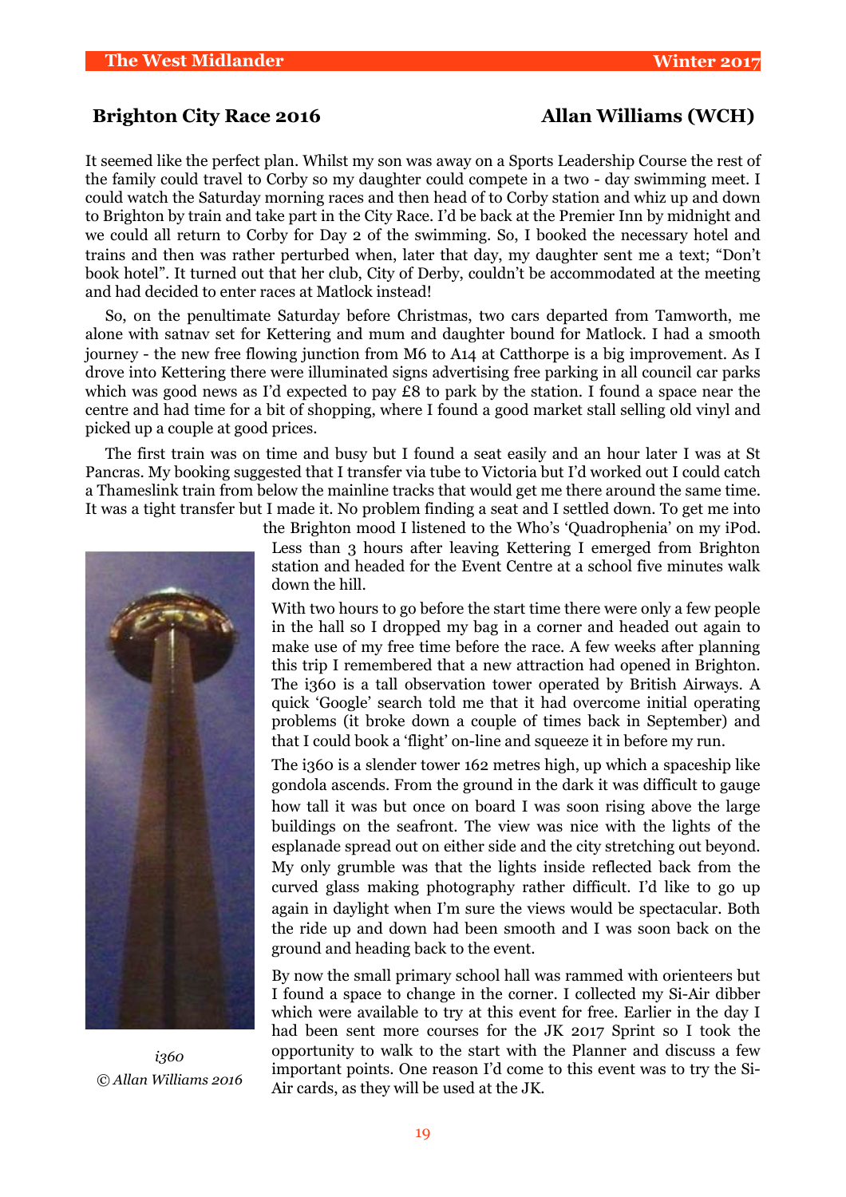## Brighton City Race 2016 — Allan Williams (WCH)

It seemed like the perfect plan. Whilst my son was away on a Sports Leadership Course the rest of the family could travel to Corby so my daughter could compete in a two - day swimming meet. I could watch the Saturday morning races and then head of to Corby station and whiz up and down to Brighton by train and take part in the City Race. I'd be back at the Premier Inn by midnight and we could all return to Corby for Day 2 of the swimming. So, I booked the necessary hotel and trains and then was rather perturbed when, later that day, my daughter sent me a text; "Don't book hotel". It turned out that her club, City of Derby, couldn't be accommodated at the meeting and had decided to enter races at Matlock instead!

So, on the penultimate Saturday before Christmas, two cars departed from Tamworth, me alone with satnav set for Kettering and mum and daughter bound for Matlock. I had a smooth journey - the new free flowing junction from M6 to A14 at Catthorpe is a big improvement. As I drove into Kettering there were illuminated signs advertising free parking in all council car parks which was good news as I'd expected to pay £8 to park by the station. I found a space near the centre and had time for a bit of shopping, where I found a good market stall selling old vinyl and picked up a couple at good prices.

The first train was on time and busy but I found a seat easily and an hour later I was at St Pancras. My booking suggested that I transfer via tube to Victoria but I'd worked out I could catch a Thameslink train from below the mainline tracks that would get me there around the same time. It was a tight transfer but I made it. No problem finding a seat and I settled down. To get me into the Brighton mood I listened to the Who's 'Quadrophenia' on my iPod. Less than 3 hours after leaving Kettering I emerged from Brighton station and headed for the Event Centre at a school five minutes walk down the hill.

With two hours to go before the start time there were only a few people in the hall so I dropped my bag in a corner and headed out again to make use of my free time before the race. A few weeks after planning this trip I remembered that a new attraction had opened in Brighton. The i360 is a tall observation tower operated by British Airways. A quick 'Google' search told me that it had overcome initial operating problems (it broke down a couple of times back in September) and that I could book a 'flight' on-line and squeeze it in before my run.

The i360 is a slender tower 162 metres high, up which a spaceship like gondola ascends. From the ground in the dark it was difficult to gauge how tall it was but once on board I was soon rising above the large buildings on the seafront. The view was nice with the lights of the esplanade spread out on either side and the city stretching out beyond. My only grumble was that the lights inside reflected back from the curved glass making photography rather difficult. I'd like to go up again in daylight when I'm sure the views would be spectacular. Both the ride up and down had been smooth and I was soon back on the ground and heading back to the event.

*i360*
*© Allan Williams 2016*

By now the small primary school hall was rammed with orienteers but I found a space to change in the corner. I collected my Si-Air dibber which were available to try at this event for free. Earlier in the day I had been sent more courses for the JK 2017 Sprint so I took the opportunity to walk to the start with the Planner and discuss a few important points. One reason I'd come to this event was to try the Si-Air cards, as they will be used at the JK.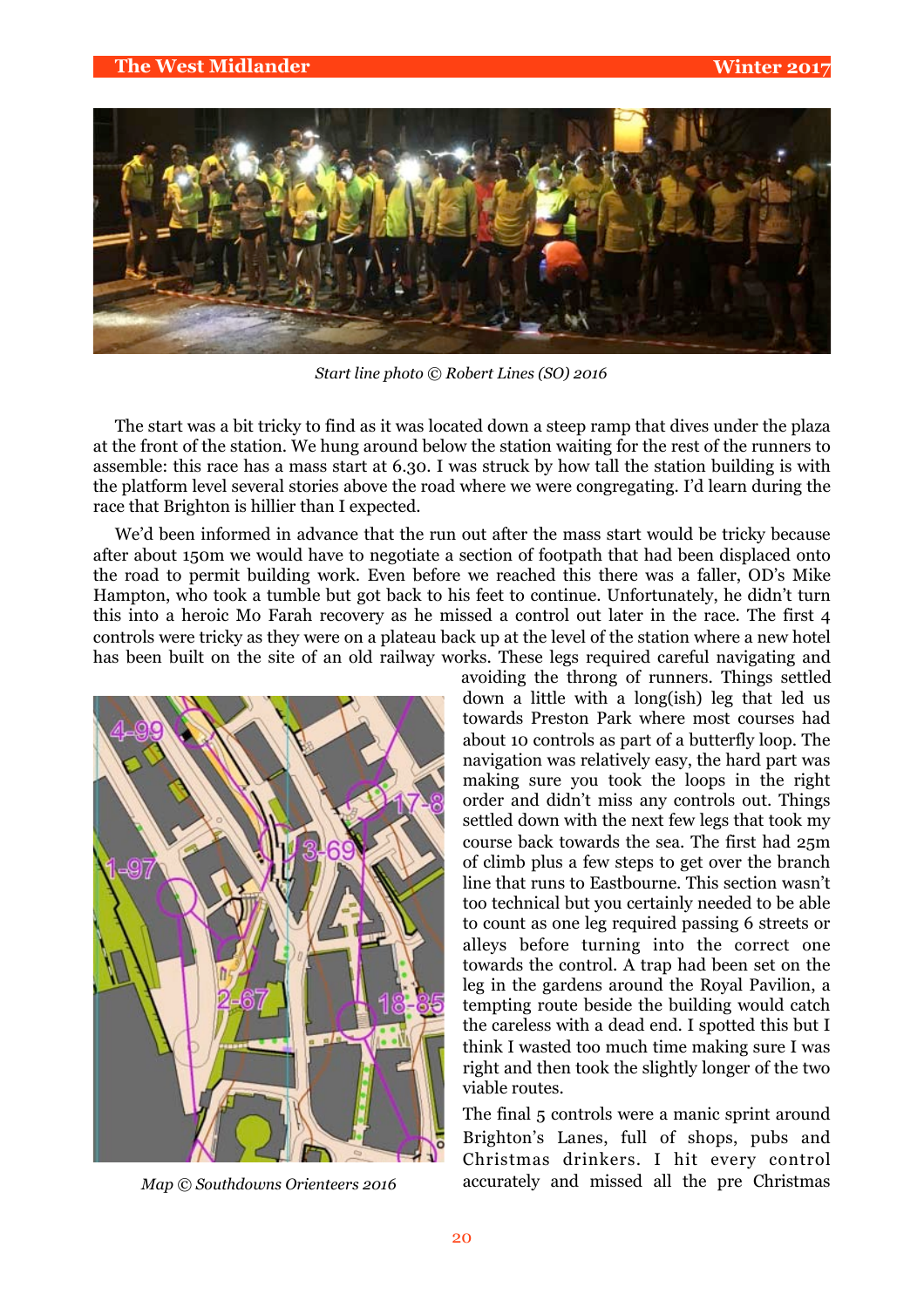*Start line photo © Robert Lines (SO) 2016*

The start was a bit tricky to find as it was located down a steep ramp that dives under the plaza at the front of the station. We hung around below the station waiting for the rest of the runners to assemble: this race has a mass start at 6.30. I was struck by how tall the station building is with the platform level several stories above the road where we were congregating. I'd learn during the race that Brighton is hillier than I expected.

We'd been informed in advance that the run out after the mass start would be tricky because after about 150m we would have to negotiate a section of footpath that had been displaced onto the road to permit building work. Even before we reached this there was a faller, OD's Mike Hampton, who took a tumble but got back to his feet to continue. Unfortunately, he didn't turn this into a heroic Mo Farah recovery as he missed a control out later in the race. The first 4 controls were tricky as they were on a plateau back up at the level of the station where a new hotel has been built on the site of an old railway works. These legs required careful navigating and avoiding the throng of runners. Things settled down a little with a long(ish) leg that led us towards Preston Park where most courses had about 10 controls as part of a butterfly loop. The navigation was relatively easy, the hard part was making sure you took the loops in the right order and didn't miss any controls out. Things settled down with the next few legs that took my course back towards the sea. The first had 25m of climb plus a few steps to get over the branch line that runs to Eastbourne. This section wasn't too technical but you certainly needed to be able to count as one leg required passing 6 streets or alleys before turning into the correct one towards the control. A trap had been set on the leg in the gardens around the Royal Pavilion, a tempting route beside the building would catch the careless with a dead end. I spotted this but I think I wasted too much time making sure I was right and then took the slightly longer of the two viable routes.

*Map © Southdowns Orienteers 2016*

The final 5 controls were a manic sprint around Brighton's Lanes, full of shops, pubs and Christmas drinkers. I hit every control accurately and missed all the pre Christmas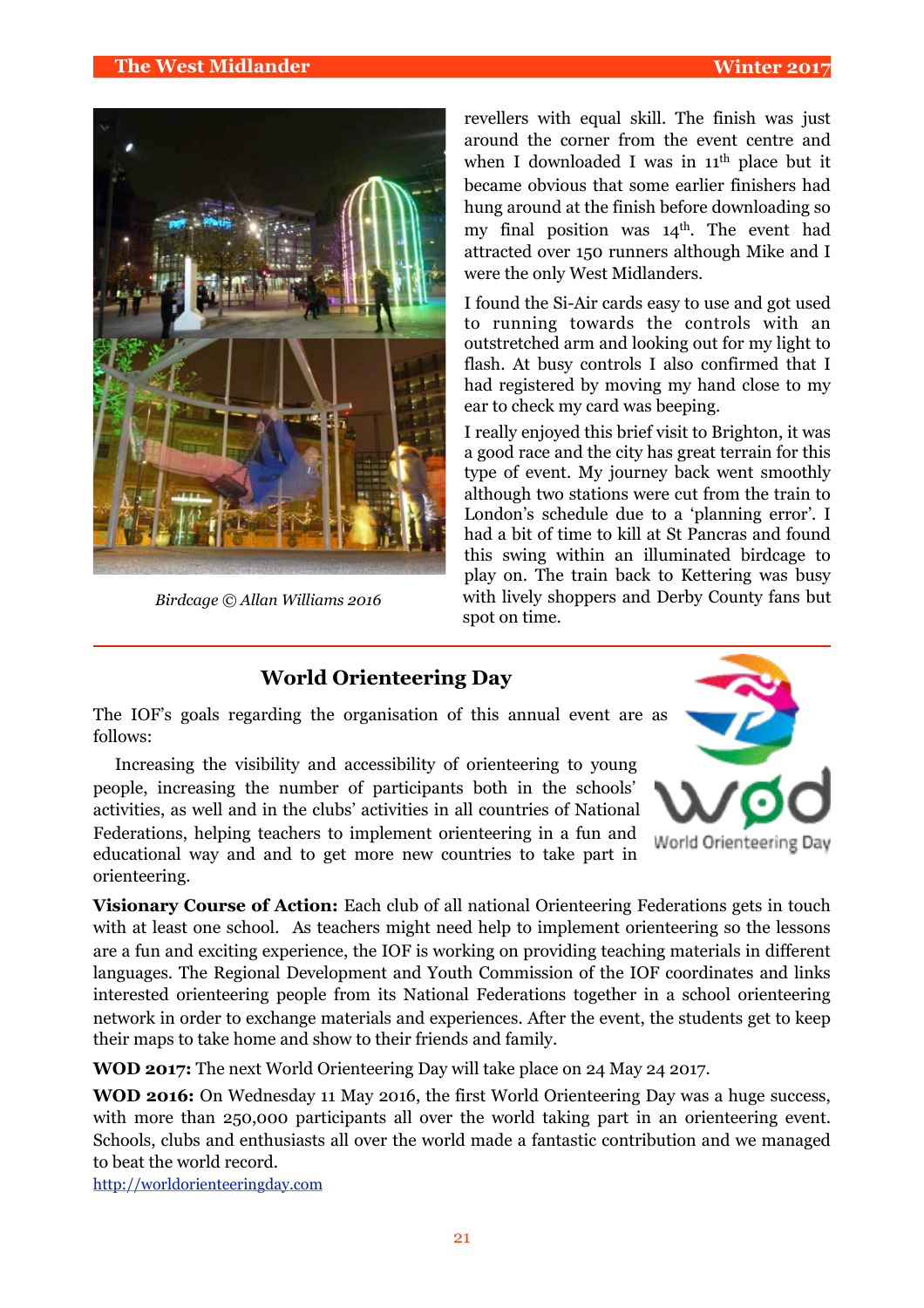Birdcage © Allan Williams 2016

revellers with equal skill. The finish was just around the corner from the event centre and when I downloaded I was in 11th place but it became obvious that some earlier finishers had hung around at the finish before downloading so my final position was 14th. The event had attracted over 150 runners although Mike and I were the only West Midlanders.

I found the Si-Air cards easy to use and got used to running towards the controls with an outstretched arm and looking out for my light to flash. At busy controls I also confirmed that I had registered by moving my hand close to my ear to check my card was beeping.

I really enjoyed this brief visit to Brighton, it was a good race and the city has great terrain for this type of event. My journey back went smoothly although two stations were cut from the train to London's schedule due to a 'planning error'. I had a bit of time to kill at St Pancras and found this swing within an illuminated birdcage to play on. The train back to Kettering was busy with lively shoppers and Derby County fans but spot on time.

## World Orienteering Day

The IOF's goals regarding the organisation of this annual event are as follows:

Increasing the visibility and accessibility of orienteering to young people, increasing the number of participants both in the schools' activities, as well as and in the clubs' activities in all countries of National Federations, helping teachers to implement orienteering in a fun and educational way and and to get more new countries to take part in orienteering.

**Visionary Course of Action:** Each club of all national Orienteering Federations gets in touch with at least one school. As teachers might need help to implement orienteering so the lessons are a fun and exciting experience, the IOF is working on providing teaching materials in different languages. The Regional Development and Youth Commission of the IOF coordinates and links interested orienteering people from its National Federations together in a school orienteering network in order to exchange materials and experiences. After the event, the students get to keep their maps to take home and show to their friends and family.

**WOD 2017:** The next World Orienteering Day will take place on 24 May 24 2017.

**WOD 2016:** On Wednesday 11 May 2016, the first World Orienteering Day was a huge success, with more than 250,000 participants all over the world taking part in an orienteering event. Schools, clubs and enthusiasts all over the world made a fantastic contribution and we managed to beat the world record.

http://worldorienteeringday.com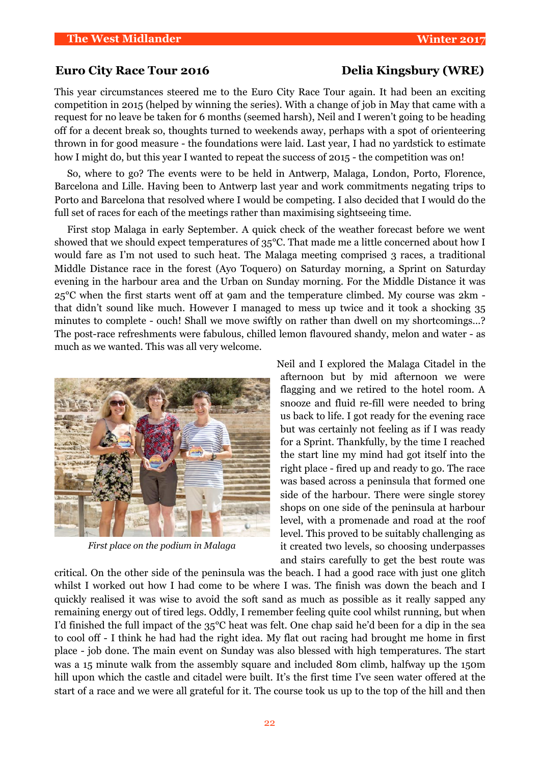## Euro City Race Tour 2016 — Delia Kingsbury (WRE)

This year circumstances steered me to the Euro City Race Tour again. It had been an exciting competition in 2015 (helped by winning the series). With a change of job in May that came with a request for no leave be taken for 6 months (seemed harsh), Neil and I weren't going to be heading off for a decent break so, thoughts turned to weekends away, perhaps with a spot of orienteering thrown in for good measure - the foundations were laid. Last year, I had no yardstick to estimate how I might do, but this year I wanted to repeat the success of 2015 - the competition was on!

So, where to go? The events were to be held in Antwerp, Malaga, London, Porto, Florence, Barcelona and Lille. Having been to Antwerp last year and work commitments negating trips to Porto and Barcelona that resolved where I would be competing. I also decided that I would do the full set of races for each of the meetings rather than maximising sightseeing time.

First stop Malaga in early September. A quick check of the weather forecast before we went showed that we should expect temperatures of 35°C. That made me a little concerned about how I would fare as I'm not used to such heat. The Malaga meeting comprised 3 races, a traditional Middle Distance race in the forest (Ayo Toquero) on Saturday morning, a Sprint on Saturday evening in the harbour area and the Urban on Sunday morning. For the Middle Distance it was 25°C when the first starts went off at 9am and the temperature climbed. My course was 2km - that didn't sound like much. However I managed to mess up twice and it took a shocking 35 minutes to complete - ouch! Shall we move swiftly on rather than dwell on my shortcomings...? The post-race refreshments were fabulous, chilled lemon flavoured shandy, melon and water - as much as we wanted. This was all very welcome.

*First place on the podium in Malaga*

Neil and I explored the Malaga Citadel in the afternoon but by mid afternoon we were flagging and we retired to the hotel room. A snooze and fluid re-fill were needed to bring us back to life. I got ready for the evening race but was certainly not feeling as if I was ready for a Sprint. Thankfully, by the time I reached the start line my mind had got itself into the right place - fired up and ready to go. The race was based across a peninsula that formed one side of the harbour. There were single storey shops on one side of the peninsula at harbour level, with a promenade and road at the roof level. This proved to be suitably challenging as it created two levels, so choosing underpasses and stairs carefully to get the best route was critical. On the other side of the peninsula was the beach. I had a good race with just one glitch whilst I worked out how I had come to be where I was. The finish was down the beach and I quickly realised it was wise to avoid the soft sand as much as possible as it really sapped any remaining energy out of tired legs. Oddly, I remember feeling quite cool whilst running, but when I'd finished the full impact of the 35°C heat was felt. One chap said he'd been for a dip in the sea to cool off - I think he had had the right idea. My flat out racing had brought me home in first place - job done. The main event on Sunday was also blessed with high temperatures. The start was a 15 minute walk from the assembly square and included 80m climb, halfway up the 150m hill upon which the castle and citadel were built. It's the first time I've seen water offered at the start of a race and we were all grateful for it. The course took us up to the top of the hill and then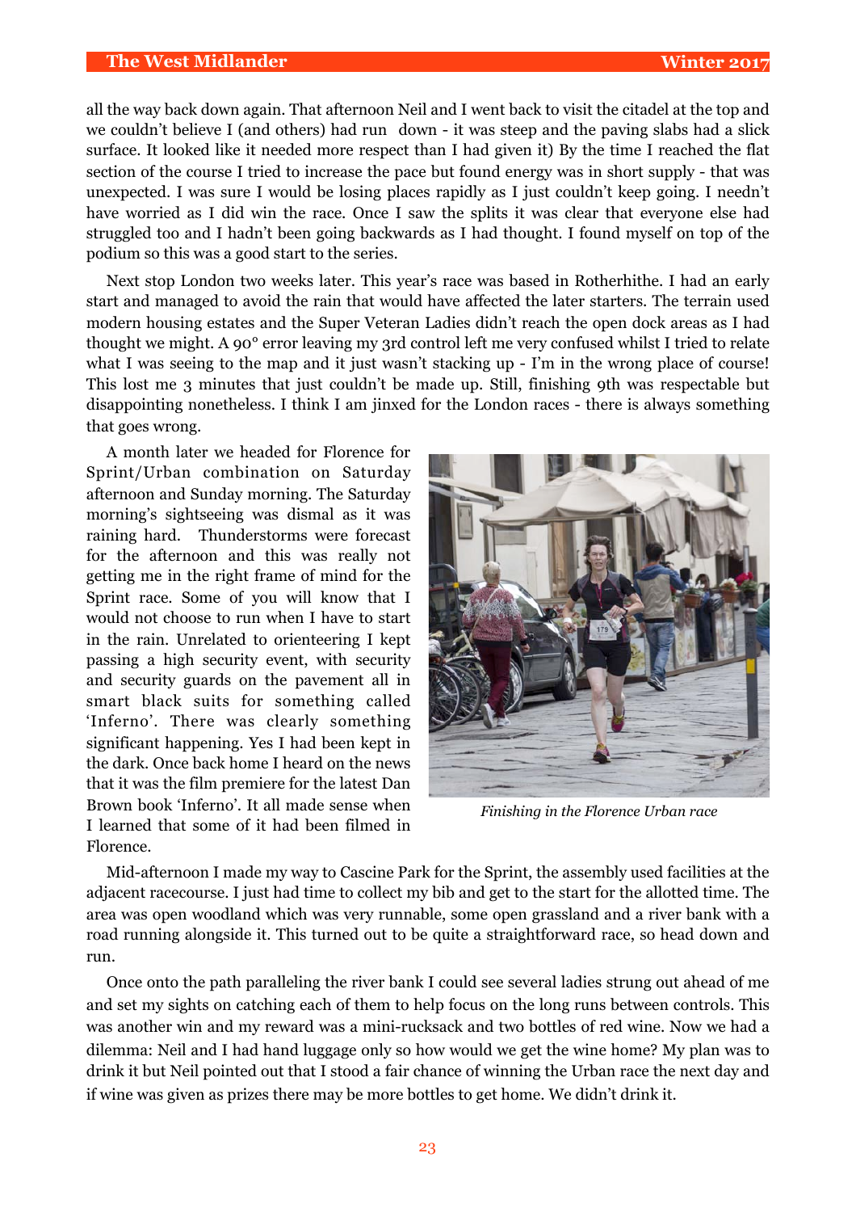all the way back down again. That afternoon Neil and I went back to visit the citadel at the top and we couldn't believe I (and others) had run down - it was steep and the paving slabs had a slick surface. It looked like it needed more respect than I had given it) By the time I reached the flat section of the course I tried to increase the pace but found energy was in short supply - that was unexpected. I was sure I would be losing places rapidly as I just couldn't keep going. I needn't have worried as I did win the race. Once I saw the splits it was clear that everyone else had struggled too and I hadn't been going backwards as I had thought. I found myself on top of the podium so this was a good start to the series.

Next stop London two weeks later. This year's race was based in Rotherhithe. I had an early start and managed to avoid the rain that would have affected the later starters. The terrain used modern housing estates and the Super Veteran Ladies didn't reach the open dock areas as I had thought we might. A 90° error leaving my 3rd control left me very confused whilst I tried to relate what I was seeing to the map and it just wasn't stacking up - I'm in the wrong place of course! This lost me 3 minutes that just couldn't be made up. Still, finishing 9th was respectable but disappointing nonetheless. I think I am jinxed for the London races - there is always something that goes wrong.

A month later we headed for Florence for Sprint/Urban combination on Saturday afternoon and Sunday morning. The Saturday morning's sightseeing was dismal as it was raining hard. Thunderstorms were forecast for the afternoon and this was really not getting me in the right frame of mind for the Sprint race. Some of you will know that I would not choose to run when I have to start in the rain. Unrelated to orienteering I kept passing a high security event, with security and security guards on the pavement all in smart black suits for something called 'Inferno'. There was clearly something significant happening. Yes I had been kept in the dark. Once back home I heard on the news that it was the film premiere for the latest Dan Brown book 'Inferno'. It all made sense when I learned that some of it had been filmed in Florence.

*Finishing in the Florence Urban race*

Mid-afternoon I made my way to Cascine Park for the Sprint, the assembly used facilities at the adjacent racecourse. I just had time to collect my bib and get to the start for the allotted time. The area was open woodland which was very runnable, some open grassland and a river bank with a road running alongside it. This turned out to be quite a straightforward race, so head down and run.

Once onto the path paralleling the river bank I could see several ladies strung out ahead of me and set my sights on catching each of them to help focus on the long runs between controls. This was another win and my reward was a mini-rucksack and two bottles of red wine. Now we had a dilemma: Neil and I had hand luggage only so how would we get the wine home? My plan was to drink it but Neil pointed out that I stood a fair chance of winning the Urban race the next day and if wine was given as prizes there may be more bottles to get home. We didn't drink it.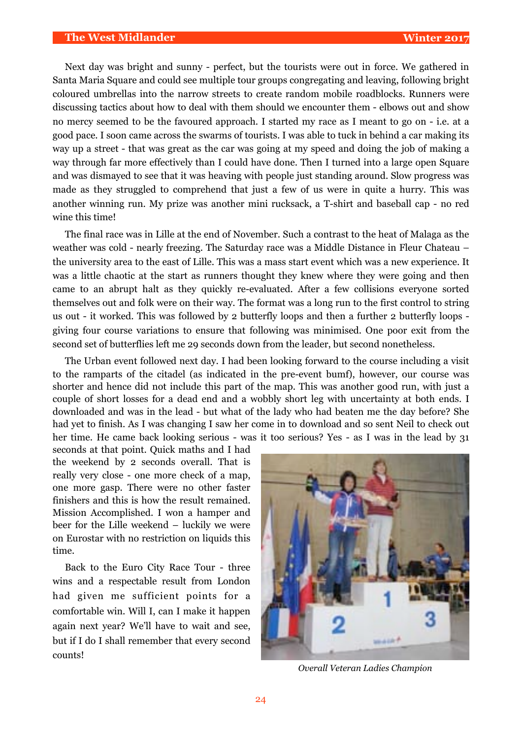Next day was bright and sunny - perfect, but the tourists were out in force. We gathered in Santa Maria Square and could see multiple tour groups congregating and leaving, following bright coloured umbrellas into the narrow streets to create random mobile roadblocks. Runners were discussing tactics about how to deal with them should we encounter them - elbows out and show no mercy seemed to be the favoured approach. I started my race as I meant to go on - i.e. at a good pace. I soon came across the swarms of tourists. I was able to tuck in behind a car making its way up a street - that was great as the car was going at my speed and doing the job of making a way through far more effectively than I could have done. Then I turned into a large open Square and was dismayed to see that it was heaving with people just standing around. Slow progress was made as they struggled to comprehend that just a few of us were in quite a hurry. This was another winning run. My prize was another mini rucksack, a T-shirt and baseball cap - no red wine this time!

The final race was in Lille at the end of November. Such a contrast to the heat of Malaga as the weather was cold - nearly freezing. The Saturday race was a Middle Distance in Fleur Chateau – the university area to the east of Lille. This was a mass start event which was a new experience. It was a little chaotic at the start as runners thought they knew where they were going and then came to an abrupt halt as they quickly re-evaluated. After a few collisions everyone sorted themselves out and folk were on their way. The format was a long run to the first control to string us out - it worked. This was followed by 2 butterfly loops and then a further 2 butterfly loops - giving four course variations to ensure that following was minimised. One poor exit from the second set of butterflies left me 29 seconds down from the leader, but second nonetheless.

The Urban event followed next day. I had been looking forward to the course including a visit to the ramparts of the citadel (as indicated in the pre-event bumf), however, our course was shorter and hence did not include this part of the map. This was another good run, with just a couple of short losses for a dead end and a wobbly short leg with uncertainty at both ends. I downloaded and was in the lead - but what of the lady who had beaten me the day before? She had yet to finish. As I was changing I saw her come in to download and so sent Neil to check out her time. He came back looking serious - was it too serious? Yes - as I was in the lead by 31 seconds at that point. Quick maths and I had the weekend by 2 seconds overall. That is really very close - one more check of a map, one more gasp. There were no other faster finishers and this is how the result remained. Mission Accomplished. I won a hamper and beer for the Lille weekend – luckily we were on Eurostar with no restriction on liquids this time.

Back to the Euro City Race Tour - three wins and a respectable result from London had given me sufficient points for a comfortable win. Will I, can I make it happen again next year? We'll have to wait and see, but if I do I shall remember that every second counts!

*Overall Veteran Ladies Champion*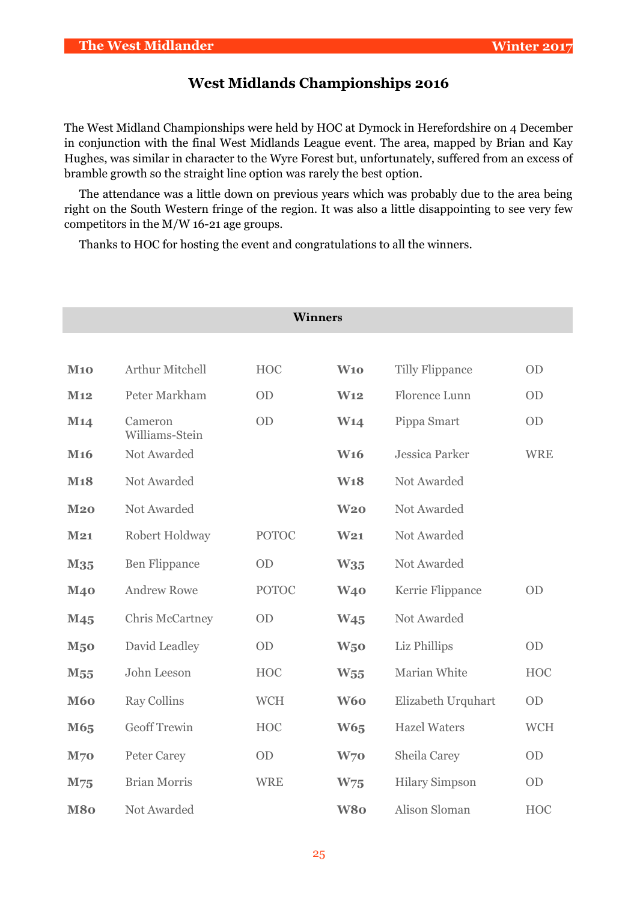## West Midlands Championships 2016

The West Midland Championships were held by HOC at Dymock in Herefordshire on 4 December in conjunction with the final West Midlands League event. The area, mapped by Brian and Kay Hughes, was similar in character to the Wyre Forest but, unfortunately, suffered from an excess of bramble growth so the straight line option was rarely the best option.

The attendance was a little down on previous years which was probably due to the area being right on the South Western fringe of the region. It was also a little disappointing to see very few competitors in the M/W 16-21 age groups.

Thanks to HOC for hosting the event and congratulations to all the winners.

### Winners

| | | | | | |
|---|---|---|---|---|---|
| **M10** | Arthur Mitchell | HOC | **W10** | Tilly Flippance | OD |
| **M12** | Peter Markham | OD | **W12** | Florence Lunn | OD |
| **M14** | Cameron Williams-Stein | OD | **W14** | Pippa Smart | OD |
| **M16** | Not Awarded | | **W16** | Jessica Parker | WRE |
| **M18** | Not Awarded | | **W18** | Not Awarded | |
| **M20** | Not Awarded | | **W20** | Not Awarded | |
| **M21** | Robert Holdway | POTOC | **W21** | Not Awarded | |
| **M35** | Ben Flippance | OD | **W35** | Not Awarded | |
| **M40** | Andrew Rowe | POTOC | **W40** | Kerrie Flippance | OD |
| **M45** | Chris McCartney | OD | **W45** | Not Awarded | |
| **M50** | David Leadley | OD | **W50** | Liz Phillips | OD |
| **M55** | John Leeson | HOC | **W55** | Marian White | HOC |
| **M60** | Ray Collins | WCH | **W60** | Elizabeth Urquhart | OD |
| **M65** | Geoff Trewin | HOC | **W65** | Hazel Waters | WCH |
| **M70** | Peter Carey | OD | **W70** | Sheila Carey | OD |
| **M75** | Brian Morris | WRE | **W75** | Hilary Simpson | OD |
| **M80** | Not Awarded | | **W80** | Alison Sloman | HOC |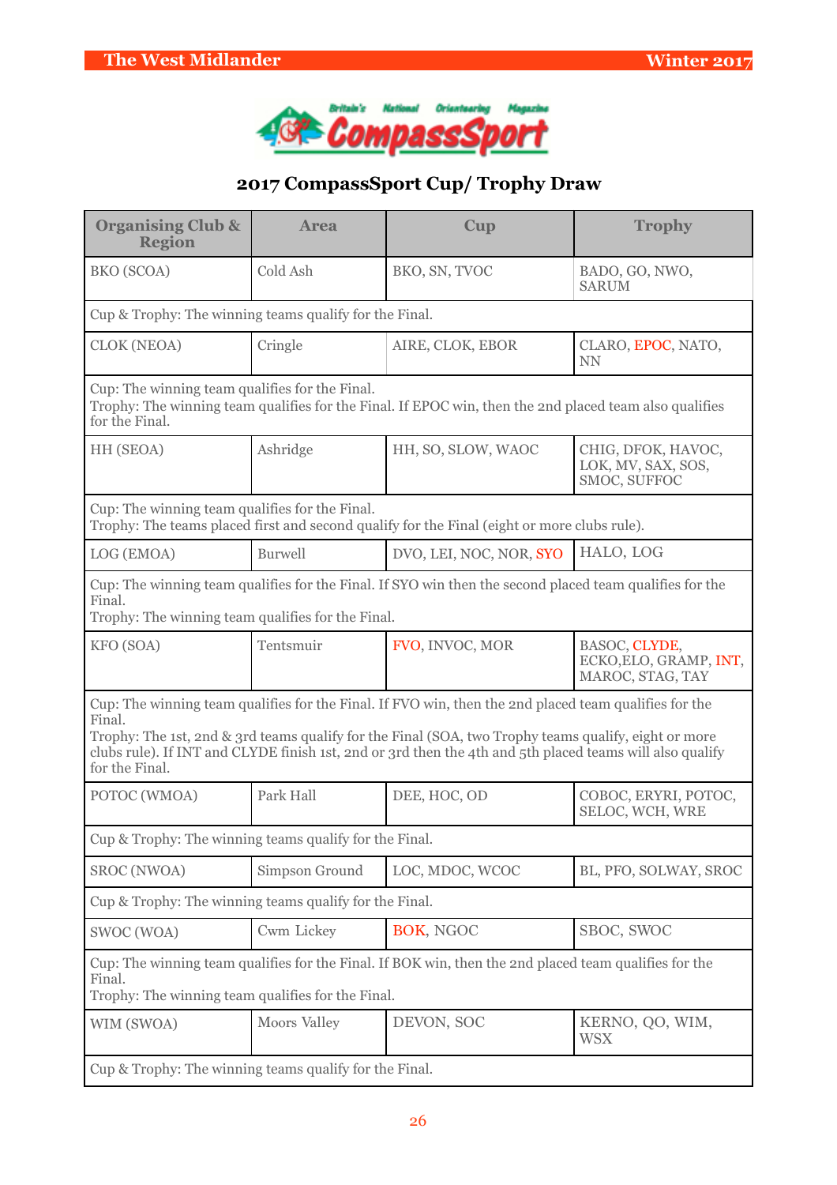## 2017 CompassSport Cup/ Trophy Draw

| Organising Club & Region | Area | Cup | Trophy |
|---|---|---|---|
| BKO (SCOA) | Cold Ash | BKO, SN, TVOC | BADO, GO, NWO, SARUM |
| Cup & Trophy: The winning teams qualify for the Final. | | | |
| CLOK (NEOA) | Cringle | AIRE, CLOK, EBOR | CLARO, EPOC, NATO, NN |
| Cup: The winning team qualifies for the Final. Trophy: The winning team qualifies for the Final. If EPOC win, then the 2nd placed team also qualifies for the Final. | | | |
| HH (SEOA) | Ashridge | HH, SO, SLOW, WAOC | CHIG, DFOK, HAVOC, LOK, MV, SAX, SOS, SMOC, SUFFOC |
| Cup: The winning team qualifies for the Final. Trophy: The teams placed first and second qualify for the Final (eight or more clubs rule). | | | |
| LOG (EMOA) | Burwell | DVO, LEI, NOC, NOR, SYO | HALO, LOG |
| Cup: The winning team qualifies for the Final. If SYO win then the second placed team qualifies for the Final. Trophy: The winning team qualifies for the Final. | | | |
| KFO (SOA) | Tentsmuir | FVO, INVOC, MOR | BASOC, CLYDE, ECKO,ELO, GRAMP, INT, MAROC, STAG, TAY |
| Cup: The winning team qualifies for the Final. If FVO win, then the 2nd placed team qualifies for the Final. Trophy: The 1st, 2nd & 3rd teams qualify for the Final (SOA, two Trophy teams qualify, eight or more clubs rule). If INT and CLYDE finish 1st, 2nd or 3rd then the 4th and 5th placed teams will also qualify for the Final. | | | |
| POTOC (WMOA) | Park Hall | DEE, HOC, OD | COBOC, ERYRI, POTOC, SELOC, WCH, WRE |
| Cup & Trophy: The winning teams qualify for the Final. | | | |
| SROC (NWOA) | Simpson Ground | LOC, MDOC, WCOC | BL, PFO, SOLWAY, SROC |
| Cup & Trophy: The winning teams qualify for the Final. | | | |
| SWOC (WOA) | Cwm Lickey | BOK, NGOC | SBOC, SWOC |
| Cup: The winning team qualifies for the Final. If BOK win, then the 2nd placed team qualifies for the Final. Trophy: The winning team qualifies for the Final. | | | |
| WIM (SWOA) | Moors Valley | DEVON, SOC | KERNO, QO, WIM, WSX |
| Cup & Trophy: The winning teams qualify for the Final. | | | |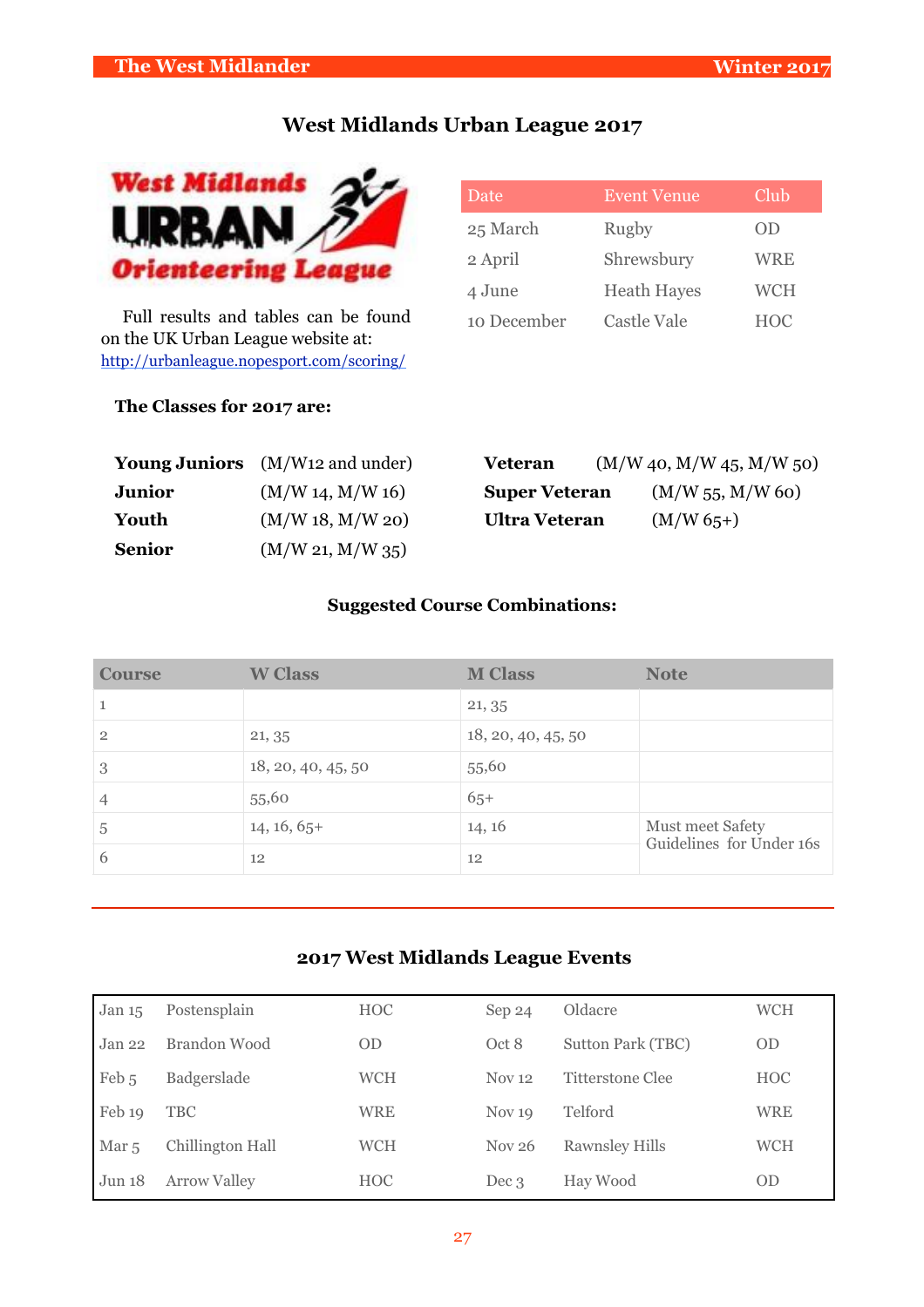# West Midlands Urban League 2017

Full results and tables can be found on the UK Urban League website at: http://urbanleague.nopesport.com/scoring/

| Date | Event Venue | Club |
|---|---|---|
| 25 March | Rugby | OD |
| 2 April | Shrewsbury | WRE |
| 4 June | Heath Hayes | WCH |
| 10 December | Castle Vale | HOC |

**The Classes for 2017 are:**

| | | | |
|---|---|---|---|
| **Young Juniors** | (M/W12 and under) | **Veteran** | (M/W 40, M/W 45, M/W 50) |
| **Junior** | (M/W 14, M/W 16) | **Super Veteran** | (M/W 55, M/W 60) |
| **Youth** | (M/W 18, M/W 20) | **Ultra Veteran** | (M/W 65+) |
| **Senior** | (M/W 21, M/W 35) | | |

**Suggested Course Combinations:**

| Course | W Class | M Class | Note |
|---|---|---|---|
| 1 | | 21, 35 | |
| 2 | 21, 35 | 18, 20, 40, 45, 50 | |
| 3 | 18, 20, 40, 45, 50 | 55,60 | |
| 4 | 55,60 | 65+ | |
| 5 | 14, 16, 65+ | 14, 16 | Must meet Safety Guidelines for Under 16s |
| 6 | 12 | 12 | |

## 2017 West Midlands League Events

| | | | | | |
|---|---|---|---|---|---|
| Jan 15 | Postensplain | HOC | Sep 24 | Oldacre | WCH |
| Jan 22 | Brandon Wood | OD | Oct 8 | Sutton Park (TBC) | OD |
| Feb 5 | Badgerslade | WCH | Nov 12 | Titterstone Clee | HOC |
| Feb 19 | TBC | WRE | Nov 19 | Telford | WRE |
| Mar 5 | Chillington Hall | WCH | Nov 26 | Rawnsley Hills | WCH |
| Jun 18 | Arrow Valley | HOC | Dec 3 | Hay Wood | OD |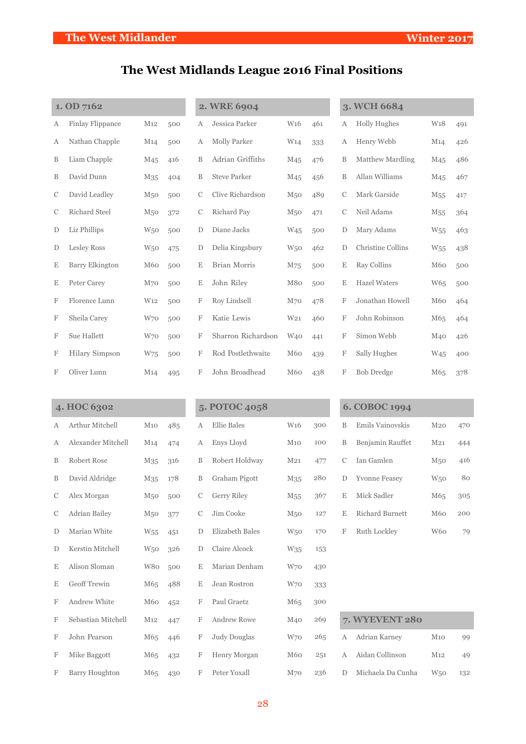# The West Midlands League 2016 Final Positions

## 1. OD 7162

| | Name | Class | Points |
|---|---|---|---|
| A | Finlay Flippance | M12 | 500 |
| A | Nathan Chapple | M14 | 500 |
| B | Liam Chapple | M45 | 416 |
| B | David Dunn | M35 | 404 |
| C | David Leadley | M50 | 500 |
| C | Richard Steel | M50 | 372 |
| D | Liz Phillips | W50 | 500 |
| D | Lesley Ross | W50 | 475 |
| E | Barry Elkington | M60 | 500 |
| E | Peter Carey | M70 | 500 |
| F | Florence Lunn | W12 | 500 |
| F | Sheila Carey | W70 | 500 |
| F | Sue Hallett | W70 | 500 |
| F | Hilary Simpson | W75 | 500 |
| F | Oliver Lunn | M14 | 495 |

## 2. WRE 6904

| | Name | Class | Points |
|---|---|---|---|
| A | Jessica Parker | W16 | 461 |
| A | Molly Parker | W14 | 333 |
| B | Adrian Griffiths | M45 | 476 |
| B | Steve Parker | M45 | 456 |
| C | Clive Richardson | M50 | 489 |
| C | Richard Pay | M50 | 471 |
| D | Diane Jacks | W45 | 500 |
| D | Delia Kingsbury | W50 | 462 |
| E | Brian Morris | M75 | 500 |
| E | John Riley | M80 | 500 |
| F | Roy Lindsell | M70 | 478 |
| F | Katie Lewis | W21 | 460 |
| F | Sharron Richardson | W40 | 441 |
| F | Rod Postlethwaite | M60 | 439 |
| F | John Broadhead | M60 | 438 |

## 3. WCH 6684

| | Name | Class | Points |
|---|---|---|---|
| A | Holly Hughes | W18 | 491 |
| A | Henry Webb | M14 | 426 |
| B | Matthew Mardling | M45 | 486 |
| B | Allan Williams | M45 | 467 |
| C | Mark Garside | M55 | 417 |
| C | Neil Adams | M55 | 364 |
| D | Mary Adams | W55 | 463 |
| D | Christine Collins | W55 | 438 |
| E | Ray Collins | M60 | 500 |
| E | Hazel Waters | W65 | 500 |
| F | Jonathan Howell | M60 | 464 |
| F | John Robinson | M65 | 464 |
| F | Simon Webb | M40 | 426 |
| F | Sally Hughes | W45 | 400 |
| F | Bob Dredge | M65 | 378 |

## 4. HOC 6302

| | Name | Class | Points |
|---|---|---|---|
| A | Arthur Mitchell | M10 | 485 |
| A | Alexander Mitchell | M14 | 474 |
| B | Robert Rose | M35 | 316 |
| B | David Aldridge | M35 | 178 |
| C | Alex Morgan | M50 | 500 |
| C | Adrian Bailey | M50 | 377 |
| D | Marian White | W55 | 451 |
| D | Kerstin Mitchell | W50 | 326 |
| E | Alison Sloman | W80 | 500 |
| E | Geoff Trewin | M65 | 488 |
| F | Andrew White | M60 | 452 |
| F | Sebastian Mitchell | M12 | 447 |
| F | John Pearson | M65 | 446 |
| F | Mike Baggott | M65 | 432 |
| F | Barry Houghton | M65 | 430 |

## 5. POTOC 4058

| | Name | Class | Points |
|---|---|---|---|
| A | Ellie Bales | W16 | 300 |
| A | Enys Lloyd | M10 | 100 |
| B | Robert Holdway | M21 | 477 |
| B | Graham Pigott | M35 | 280 |
| C | Gerry Riley | M55 | 367 |
| C | Jim Cooke | M50 | 127 |
| D | Elizabeth Bales | W50 | 170 |
| D | Claire Alcock | W35 | 153 |
| E | Marian Denham | W70 | 430 |
| E | Jean Rostron | W70 | 333 |
| F | Paul Graetz | M65 | 300 |
| F | Andrew Rowe | M40 | 269 |
| F | Judy Douglas | W70 | 265 |
| F | Henry Morgan | M60 | 251 |
| F | Peter Yoxall | M70 | 236 |

## 6. COBOC 1994

| | Name | Class | Points |
|---|---|---|---|
| B | Emils Vainovskis | M20 | 470 |
| B | Benjamin Rauffet | M21 | 444 |
| C | Ian Gamlen | M50 | 416 |
| D | Yvonne Feasey | W50 | 80 |
| E | Mick Sadler | M65 | 305 |
| E | Richard Burnett | M60 | 200 |
| F | Ruth Lockley | W60 | 79 |

## 7. WYEVENT 280

| | Name | Class | Points |
|---|---|---|---|
| A | Adrian Karney | M10 | 99 |
| A | Aidan Collinson | M12 | 49 |
| D | Michaela Da Cunha | W50 | 132 |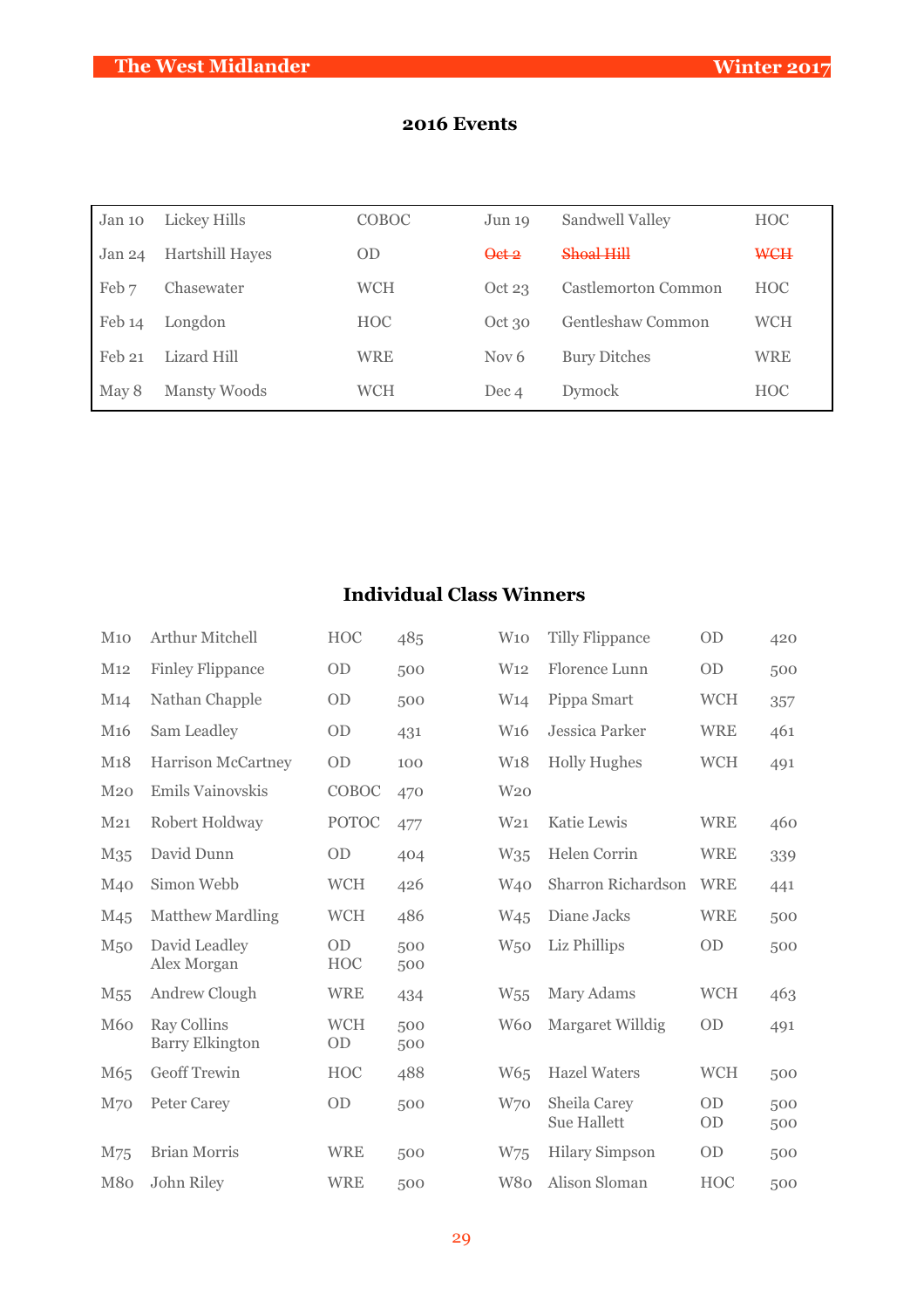## 2016 Events

| | | | | | |
|---|---|---|---|---|---|
| Jan 10 | Lickey Hills | COBOC | Jun 19 | Sandwell Valley | HOC |
| Jan 24 | Hartshill Hayes | OD | ~~Oct 2~~ | ~~Shoal Hill~~ | ~~WCH~~ |
| Feb 7 | Chasewater | WCH | Oct 23 | Castlemorton Common | HOC |
| Feb 14 | Longdon | HOC | Oct 30 | Gentleshaw Common | WCH |
| Feb 21 | Lizard Hill | WRE | Nov 6 | Bury Ditches | WRE |
| May 8 | Mansty Woods | WCH | Dec 4 | Dymock | HOC |

## Individual Class Winners

| | | | | | | | |
|---|---|---|---|---|---|---|---|
| M10 | Arthur Mitchell | HOC | 485 | W10 | Tilly Flippance | OD | 420 |
| M12 | Finley Flippance | OD | 500 | W12 | Florence Lunn | OD | 500 |
| M14 | Nathan Chapple | OD | 500 | W14 | Pippa Smart | WCH | 357 |
| M16 | Sam Leadley | OD | 431 | W16 | Jessica Parker | WRE | 461 |
| M18 | Harrison McCartney | OD | 100 | W18 | Holly Hughes | WCH | 491 |
| M20 | Emils Vainovskis | COBOC | 470 | W20 | | | |
| M21 | Robert Holdway | POTOC | 477 | W21 | Katie Lewis | WRE | 460 |
| M35 | David Dunn | OD | 404 | W35 | Helen Corrin | WRE | 339 |
| M40 | Simon Webb | WCH | 426 | W40 | Sharron Richardson | WRE | 441 |
| M45 | Matthew Mardling | WCH | 486 | W45 | Diane Jacks | WRE | 500 |
| M50 | David Leadley<br>Alex Morgan | OD<br>HOC | 500<br>500 | W50 | Liz Phillips | OD | 500 |
| M55 | Andrew Clough | WRE | 434 | W55 | Mary Adams | WCH | 463 |
| M60 | Ray Collins<br>Barry Elkington | WCH<br>OD | 500<br>500 | W60 | Margaret Willdig | OD | 491 |
| M65 | Geoff Trewin | HOC | 488 | W65 | Hazel Waters | WCH | 500 |
| M70 | Peter Carey | OD | 500 | W70 | Sheila Carey<br>Sue Hallett | OD<br>OD | 500<br>500 |
| M75 | Brian Morris | WRE | 500 | W75 | Hilary Simpson | OD | 500 |
| M80 | John Riley | WRE | 500 | W80 | Alison Sloman | HOC | 500 |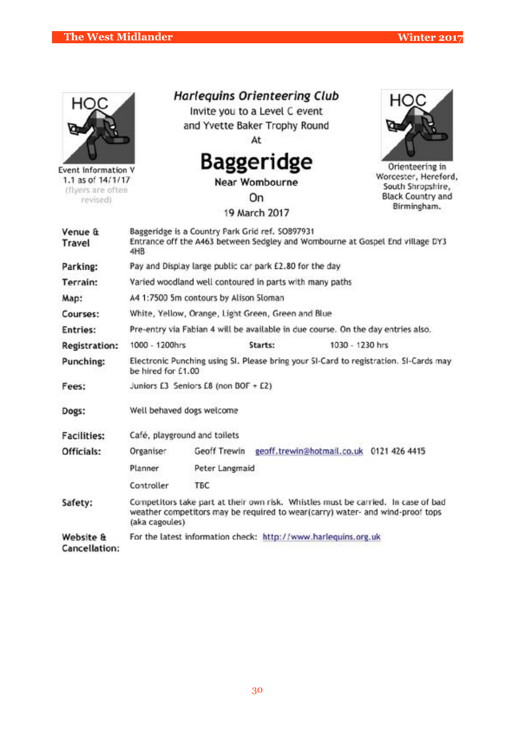HOC

Event Information V 1.1 as of 14/1/17 (flyers are often revised)

*Harlequins Orienteering Club*

Invite you to a Level C event and Yvette Baker Trophy Round

At

# Baggeridge

Near Wombourne

On

19 March 2017

HOC

Orienteering in Worcester, Hereford, South Shropshire, Black Country and Birmingham.

| | |
|---|---|
| **Venue & Travel** | Baggeridge is a Country Park Grid ref. SO897931<br>Entrance off the A463 between Sedgley and Wombourne at Gospel End village DY3 4HB |
| **Parking:** | Pay and Display large public car park £2.80 for the day |
| **Terrain:** | Varied woodland well contoured in parts with many paths |
| **Map:** | A4 1:7500 5m contours by Alison Sloman |
| **Courses:** | White, Yellow, Orange, Light Green, Green and Blue |
| **Entries:** | Pre-entry via Fabian 4 will be available in due course. On the day entries also. |
| **Registration:** | 1000 - 1200hrs **Starts:** 1030 - 1230 hrs |
| **Punching:** | Electronic Punching using SI. Please bring your SI-Card to registration. SI-Cards may be hired for £1.00 |
| **Fees:** | Juniors £3 Seniors £8 (non BOF + £2) |
| **Dogs:** | Well behaved dogs welcome |
| **Facilities:** | Café, playground and toilets |
| **Officials:** | Organiser: Geoff Trewin geoff.trewin@hotmail.co.uk 0121 426 4415<br>Planner: Peter Langmaid<br>Controller: TBC |
| **Safety:** | Competitors take part at their own risk. Whistles must be carried. In case of bad weather competitors may be required to wear(carry) water- and wind-proof tops (aka cagoules) |
| **Website & Cancellation:** | For the latest information check: http://www.harlequins.org.uk |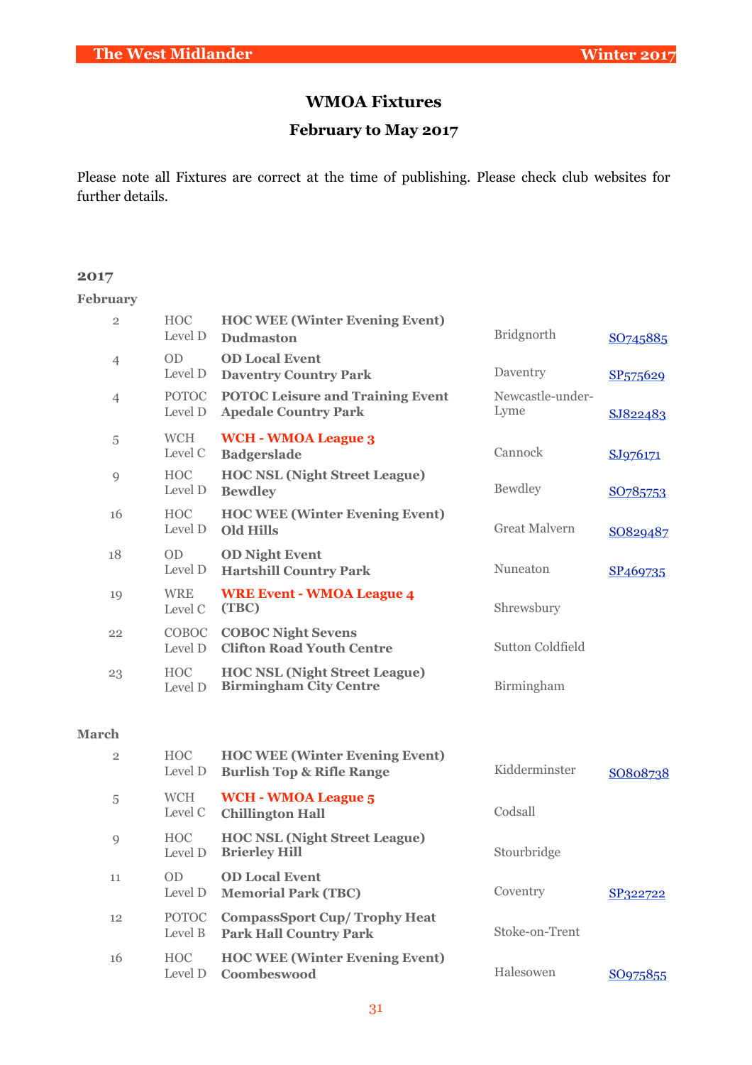## WMOA Fixtures

### February to May 2017

Please note all Fixtures are correct at the time of publishing. Please check club websites for further details.

### 2017

**February**

| Date | Club / Level | Event / Venue | Location | Grid Ref |
|---|---|---|---|---|
| 2 | HOC Level D | **HOC WEE (Winter Evening Event)** **Dudmaston** | Bridgnorth | SO745885 |
| 4 | OD Level D | **OD Local Event** **Daventry Country Park** | Daventry | SP575629 |
| 4 | POTOC Level D | **POTOC Leisure and Training Event** **Apedale Country Park** | Newcastle-under-Lyme | SJ822483 |
| 5 | WCH Level C | **WCH - WMOA League 3** **Badgerslade** | Cannock | SJ976171 |
| 9 | HOC Level D | **HOC NSL (Night Street League)** **Bewdley** | Bewdley | SO785753 |
| 16 | HOC Level D | **HOC WEE (Winter Evening Event)** **Old Hills** | Great Malvern | SO829487 |
| 18 | OD Level D | **OD Night Event** **Hartshill Country Park** | Nuneaton | SP469735 |
| 19 | WRE Level C | **WRE Event - WMOA League 4** **(TBC)** | Shrewsbury | |
| 22 | COBOC Level D | **COBOC Night Sevens** **Clifton Road Youth Centre** | Sutton Coldfield | |
| 23 | HOC Level D | **HOC NSL (Night Street League)** **Birmingham City Centre** | Birmingham | |

**March**

| Date | Club / Level | Event / Venue | Location | Grid Ref |
|---|---|---|---|---|
| 2 | HOC Level D | **HOC WEE (Winter Evening Event)** **Burlish Top & Rifle Range** | Kidderminster | SO808738 |
| 5 | WCH Level C | **WCH - WMOA League 5** **Chillington Hall** | Codsall | |
| 9 | HOC Level D | **HOC NSL (Night Street League)** **Brierley Hill** | Stourbridge | |
| 11 | OD Level D | **OD Local Event** **Memorial Park (TBC)** | Coventry | SP322722 |
| 12 | POTOC Level B | **CompassSport Cup/ Trophy Heat** **Park Hall Country Park** | Stoke-on-Trent | |
| 16 | HOC Level D | **HOC WEE (Winter Evening Event)** **Coombeswood** | Halesowen | SO975855 |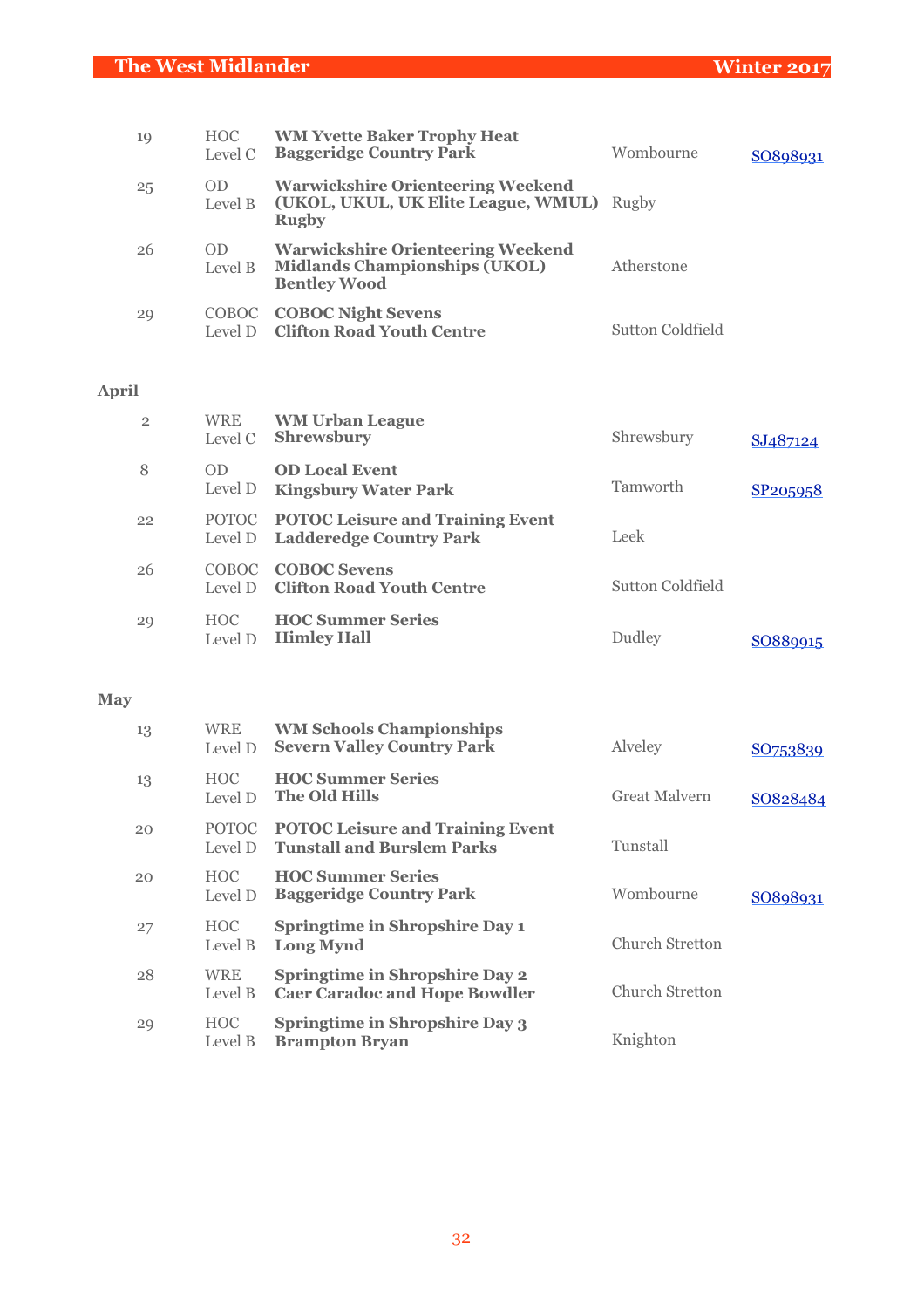| | | | | |
|---|---|---|---|---|
| 19 | HOC<br>Level C | **WM Yvette Baker Trophy Heat**<br>**Baggeridge Country Park** | Wombourne | SO898931 |
| 25 | OD<br>Level B | **Warwickshire Orienteering Weekend**<br>**(UKOL, UKUL, UK Elite League, WMUL)**<br>**Rugby** | Rugby | |
| 26 | OD<br>Level B | **Warwickshire Orienteering Weekend**<br>**Midlands Championships (UKOL)**<br>**Bentley Wood** | Atherstone | |
| 29 | COBOC<br>Level D | **COBOC Night Sevens**<br>**Clifton Road Youth Centre** | Sutton Coldfield | |

**April**

| | | | | |
|---|---|---|---|---|
| 2 | WRE<br>Level C | **WM Urban League**<br>**Shrewsbury** | Shrewsbury | SJ487124 |
| 8 | OD<br>Level D | **OD Local Event**<br>**Kingsbury Water Park** | Tamworth | SP205958 |
| 22 | POTOC<br>Level D | **POTOC Leisure and Training Event**<br>**Ladderedge Country Park** | Leek | |
| 26 | COBOC<br>Level D | **COBOC Sevens**<br>**Clifton Road Youth Centre** | Sutton Coldfield | |
| 29 | HOC<br>Level D | **HOC Summer Series**<br>**Himley Hall** | Dudley | SO889915 |

**May**

| | | | | |
|---|---|---|---|---|
| 13 | WRE<br>Level D | **WM Schools Championships**<br>**Severn Valley Country Park** | Alveley | SO753839 |
| 13 | HOC<br>Level D | **HOC Summer Series**<br>**The Old Hills** | Great Malvern | SO828484 |
| 20 | POTOC<br>Level D | **POTOC Leisure and Training Event**<br>**Tunstall and Burslem Parks** | Tunstall | |
| 20 | HOC<br>Level D | **HOC Summer Series**<br>**Baggeridge Country Park** | Wombourne | SO898931 |
| 27 | HOC<br>Level B | **Springtime in Shropshire Day 1**<br>**Long Mynd** | Church Stretton | |
| 28 | WRE<br>Level B | **Springtime in Shropshire Day 2**<br>**Caer Caradoc and Hope Bowdler** | Church Stretton | |
| 29 | HOC<br>Level B | **Springtime in Shropshire Day 3**<br>**Brampton Bryan** | Knighton | |